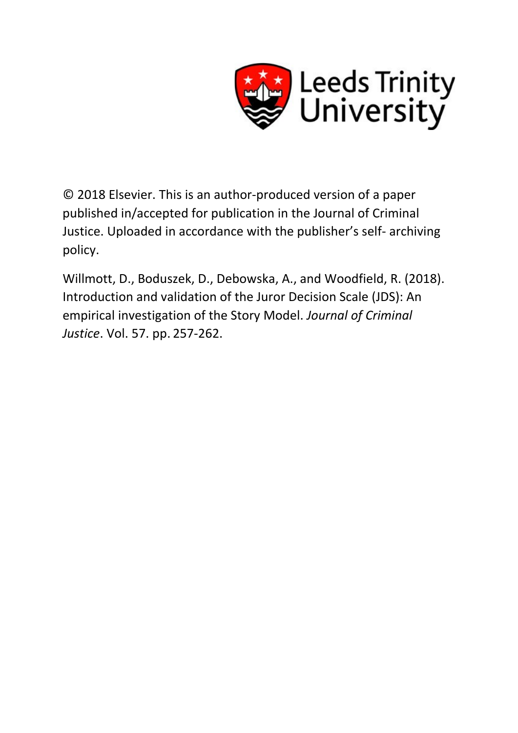Leeds Trinity University

© 2018 Elsevier. This is an author-produced version of a paper published in/accepted for publication in the Journal of Criminal Justice. Uploaded in accordance with the publisher's self- archiving policy.

Willmott, D., Boduszek, D., Debowska, A., and Woodfield, R. (2018). Introduction and validation of the Juror Decision Scale (JDS): An empirical investigation of the Story Model. *Journal of Criminal Justice*. Vol. 57. pp. 257-262.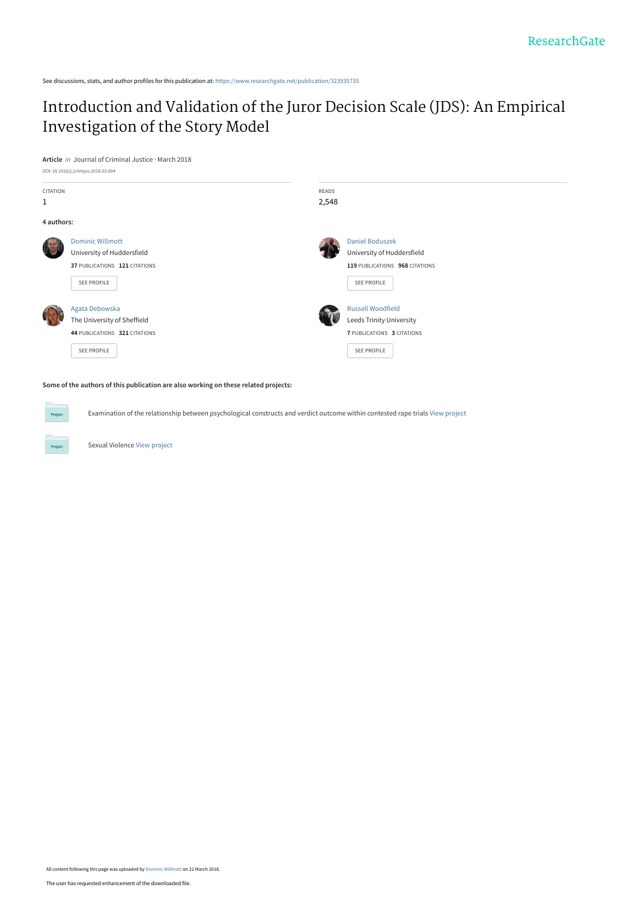See discussions, stats, and author profiles for this publication at: https://www.researchgate.net/publication/323935735

# Introduction and Validation of the Juror Decision Scale (JDS): An Empirical Investigation of the Story Model

**Article** *in* Journal of Criminal Justice · March 2018

DOI: 10.1016/j.jcrimjus.2018.03.004

| CITATION | READS |
| --- | --- |
| 1 | 2,548 |

**4 authors:**

**Dominic Willmott**
University of Huddersfield
37 PUBLICATIONS 121 CITATIONS

**Daniel Boduszek**
University of Huddersfield
119 PUBLICATIONS 968 CITATIONS

**Agata Debowska**
The University of Sheffield
44 PUBLICATIONS 321 CITATIONS

**Russell Woodfield**
Leeds Trinity University
7 PUBLICATIONS 3 CITATIONS

**Some of the authors of this publication are also working on these related projects:**

- Examination of the relationship between psychological constructs and verdict outcome within contested rape trials View project
- Sexual Violence View project

All content following this page was uploaded by Dominic Willmott on 22 March 2018.

The user has requested enhancement of the downloaded file.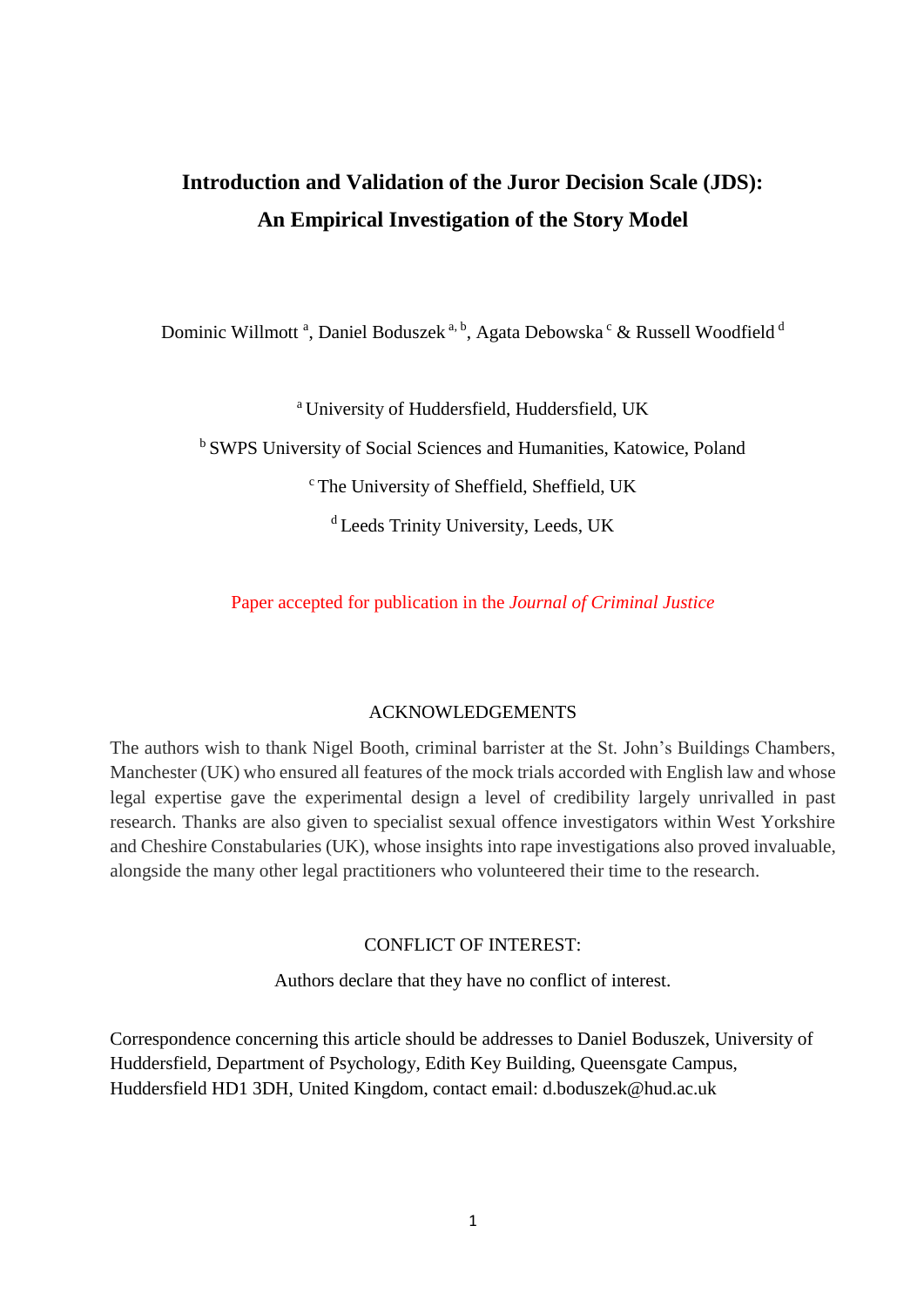# Introduction and Validation of the Juror Decision Scale (JDS): An Empirical Investigation of the Story Model

Dominic Willmott [a], Daniel Boduszek [a, b], Agata Debowska [c] & Russell Woodfield [d]

[a] University of Huddersfield, Huddersfield, UK

[b] SWPS University of Social Sciences and Humanities, Katowice, Poland

[c] The University of Sheffield, Sheffield, UK

[d] Leeds Trinity University, Leeds, UK

Paper accepted for publication in the *Journal of Criminal Justice*

## ACKNOWLEDGEMENTS

The authors wish to thank Nigel Booth, criminal barrister at the St. John's Buildings Chambers, Manchester (UK) who ensured all features of the mock trials accorded with English law and whose legal expertise gave the experimental design a level of credibility largely unrivalled in past research. Thanks are also given to specialist sexual offence investigators within West Yorkshire and Cheshire Constabularies (UK), whose insights into rape investigations also proved invaluable, alongside the many other legal practitioners who volunteered their time to the research.

## CONFLICT OF INTEREST:

Authors declare that they have no conflict of interest.

Correspondence concerning this article should be addresses to Daniel Boduszek, University of Huddersfield, Department of Psychology, Edith Key Building, Queensgate Campus, Huddersfield HD1 3DH, United Kingdom, contact email: d.boduszek@hud.ac.uk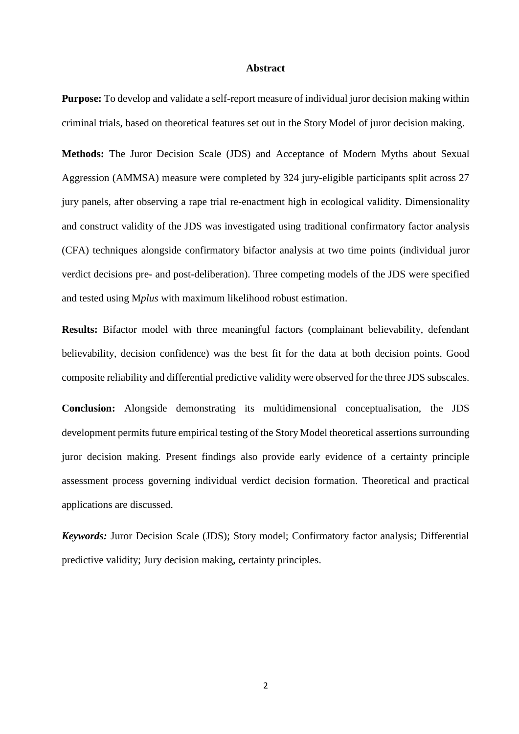# Abstract

**Purpose:** To develop and validate a self-report measure of individual juror decision making within criminal trials, based on theoretical features set out in the Story Model of juror decision making.

**Methods:** The Juror Decision Scale (JDS) and Acceptance of Modern Myths about Sexual Aggression (AMMSA) measure were completed by 324 jury-eligible participants split across 27 jury panels, after observing a rape trial re-enactment high in ecological validity. Dimensionality and construct validity of the JDS was investigated using traditional confirmatory factor analysis (CFA) techniques alongside confirmatory bifactor analysis at two time points (individual juror verdict decisions pre- and post-deliberation). Three competing models of the JDS were specified and tested using M*plus* with maximum likelihood robust estimation.

**Results:** Bifactor model with three meaningful factors (complainant believability, defendant believability, decision confidence) was the best fit for the data at both decision points. Good composite reliability and differential predictive validity were observed for the three JDS subscales.

**Conclusion:** Alongside demonstrating its multidimensional conceptualisation, the JDS development permits future empirical testing of the Story Model theoretical assertions surrounding juror decision making. Present findings also provide early evidence of a certainty principle assessment process governing individual verdict decision formation. Theoretical and practical applications are discussed.

***Keywords:*** Juror Decision Scale (JDS); Story model; Confirmatory factor analysis; Differential predictive validity; Jury decision making, certainty principles.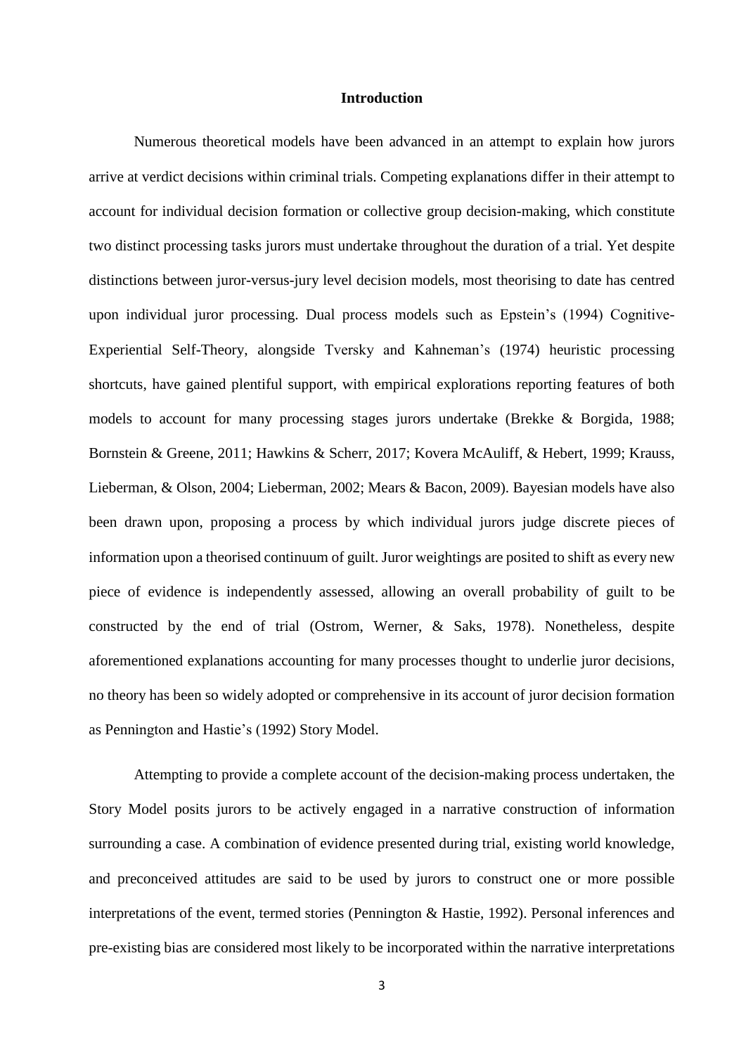# Introduction

Numerous theoretical models have been advanced in an attempt to explain how jurors arrive at verdict decisions within criminal trials. Competing explanations differ in their attempt to account for individual decision formation or collective group decision-making, which constitute two distinct processing tasks jurors must undertake throughout the duration of a trial. Yet despite distinctions between juror-versus-jury level decision models, most theorising to date has centred upon individual juror processing. Dual process models such as Epstein's (1994) Cognitive-Experiential Self-Theory, alongside Tversky and Kahneman's (1974) heuristic processing shortcuts, have gained plentiful support, with empirical explorations reporting features of both models to account for many processing stages jurors undertake (Brekke & Borgida, 1988; Bornstein & Greene, 2011; Hawkins & Scherr, 2017; Kovera McAuliff, & Hebert, 1999; Krauss, Lieberman, & Olson, 2004; Lieberman, 2002; Mears & Bacon, 2009). Bayesian models have also been drawn upon, proposing a process by which individual jurors judge discrete pieces of information upon a theorised continuum of guilt. Juror weightings are posited to shift as every new piece of evidence is independently assessed, allowing an overall probability of guilt to be constructed by the end of trial (Ostrom, Werner, & Saks, 1978). Nonetheless, despite aforementioned explanations accounting for many processes thought to underlie juror decisions, no theory has been so widely adopted or comprehensive in its account of juror decision formation as Pennington and Hastie's (1992) Story Model.

Attempting to provide a complete account of the decision-making process undertaken, the Story Model posits jurors to be actively engaged in a narrative construction of information surrounding a case. A combination of evidence presented during trial, existing world knowledge, and preconceived attitudes are said to be used by jurors to construct one or more possible interpretations of the event, termed stories (Pennington & Hastie, 1992). Personal inferences and pre-existing bias are considered most likely to be incorporated within the narrative interpretations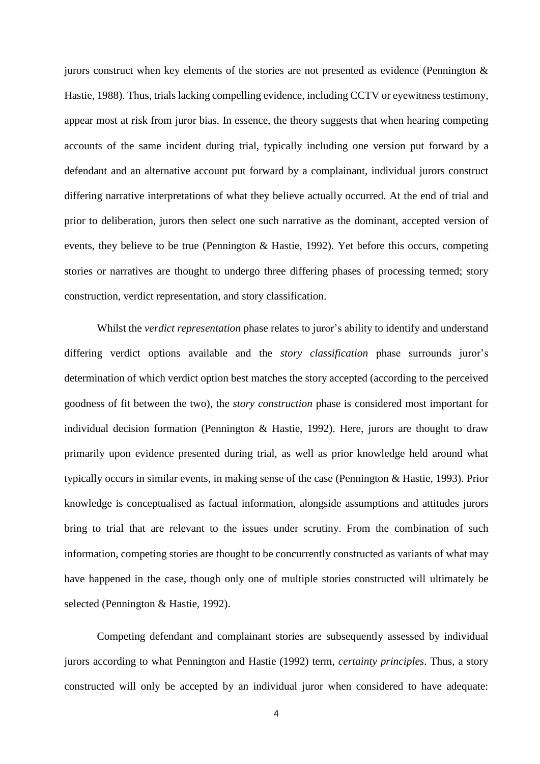jurors construct when key elements of the stories are not presented as evidence (Pennington & Hastie, 1988). Thus, trials lacking compelling evidence, including CCTV or eyewitness testimony, appear most at risk from juror bias. In essence, the theory suggests that when hearing competing accounts of the same incident during trial, typically including one version put forward by a defendant and an alternative account put forward by a complainant, individual jurors construct differing narrative interpretations of what they believe actually occurred. At the end of trial and prior to deliberation, jurors then select one such narrative as the dominant, accepted version of events, they believe to be true (Pennington & Hastie, 1992). Yet before this occurs, competing stories or narratives are thought to undergo three differing phases of processing termed; story construction, verdict representation, and story classification.

Whilst the *verdict representation* phase relates to juror's ability to identify and understand differing verdict options available and the *story classification* phase surrounds juror's determination of which verdict option best matches the story accepted (according to the perceived goodness of fit between the two), the *story construction* phase is considered most important for individual decision formation (Pennington & Hastie, 1992). Here, jurors are thought to draw primarily upon evidence presented during trial, as well as prior knowledge held around what typically occurs in similar events, in making sense of the case (Pennington & Hastie, 1993). Prior knowledge is conceptualised as factual information, alongside assumptions and attitudes jurors bring to trial that are relevant to the issues under scrutiny. From the combination of such information, competing stories are thought to be concurrently constructed as variants of what may have happened in the case, though only one of multiple stories constructed will ultimately be selected (Pennington & Hastie, 1992).

Competing defendant and complainant stories are subsequently assessed by individual jurors according to what Pennington and Hastie (1992) term, *certainty principles*. Thus, a story constructed will only be accepted by an individual juror when considered to have adequate: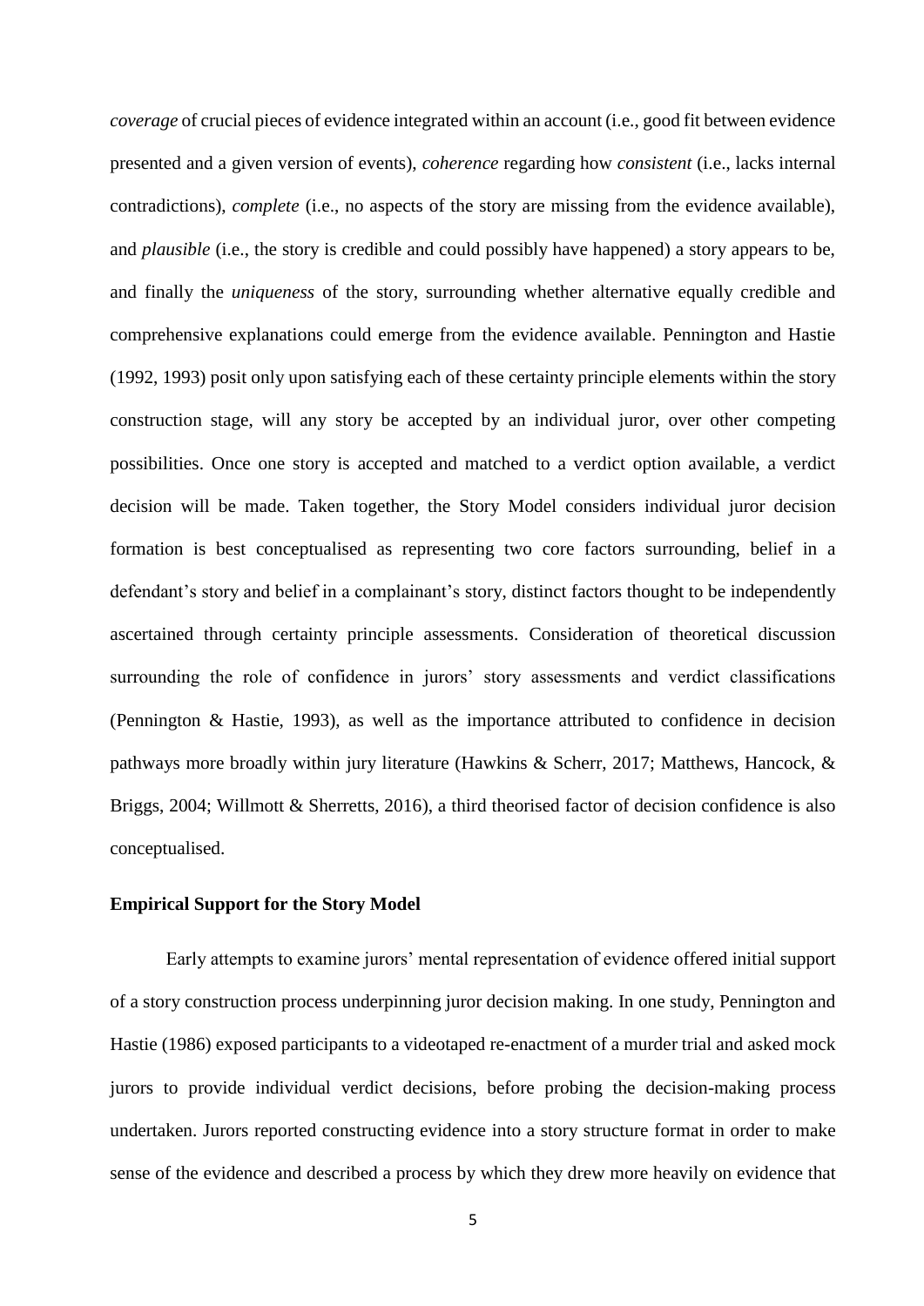*coverage* of crucial pieces of evidence integrated within an account (i.e., good fit between evidence presented and a given version of events), *coherence* regarding how *consistent* (i.e., lacks internal contradictions), *complete* (i.e., no aspects of the story are missing from the evidence available), and *plausible* (i.e., the story is credible and could possibly have happened) a story appears to be, and finally the *uniqueness* of the story, surrounding whether alternative equally credible and comprehensive explanations could emerge from the evidence available. Pennington and Hastie (1992, 1993) posit only upon satisfying each of these certainty principle elements within the story construction stage, will any story be accepted by an individual juror, over other competing possibilities. Once one story is accepted and matched to a verdict option available, a verdict decision will be made. Taken together, the Story Model considers individual juror decision formation is best conceptualised as representing two core factors surrounding, belief in a defendant's story and belief in a complainant's story, distinct factors thought to be independently ascertained through certainty principle assessments. Consideration of theoretical discussion surrounding the role of confidence in jurors' story assessments and verdict classifications (Pennington & Hastie, 1993), as well as the importance attributed to confidence in decision pathways more broadly within jury literature (Hawkins & Scherr, 2017; Matthews, Hancock, & Briggs, 2004; Willmott & Sherretts, 2016), a third theorised factor of decision confidence is also conceptualised.

**Empirical Support for the Story Model**

Early attempts to examine jurors' mental representation of evidence offered initial support of a story construction process underpinning juror decision making. In one study, Pennington and Hastie (1986) exposed participants to a videotaped re-enactment of a murder trial and asked mock jurors to provide individual verdict decisions, before probing the decision-making process undertaken. Jurors reported constructing evidence into a story structure format in order to make sense of the evidence and described a process by which they drew more heavily on evidence that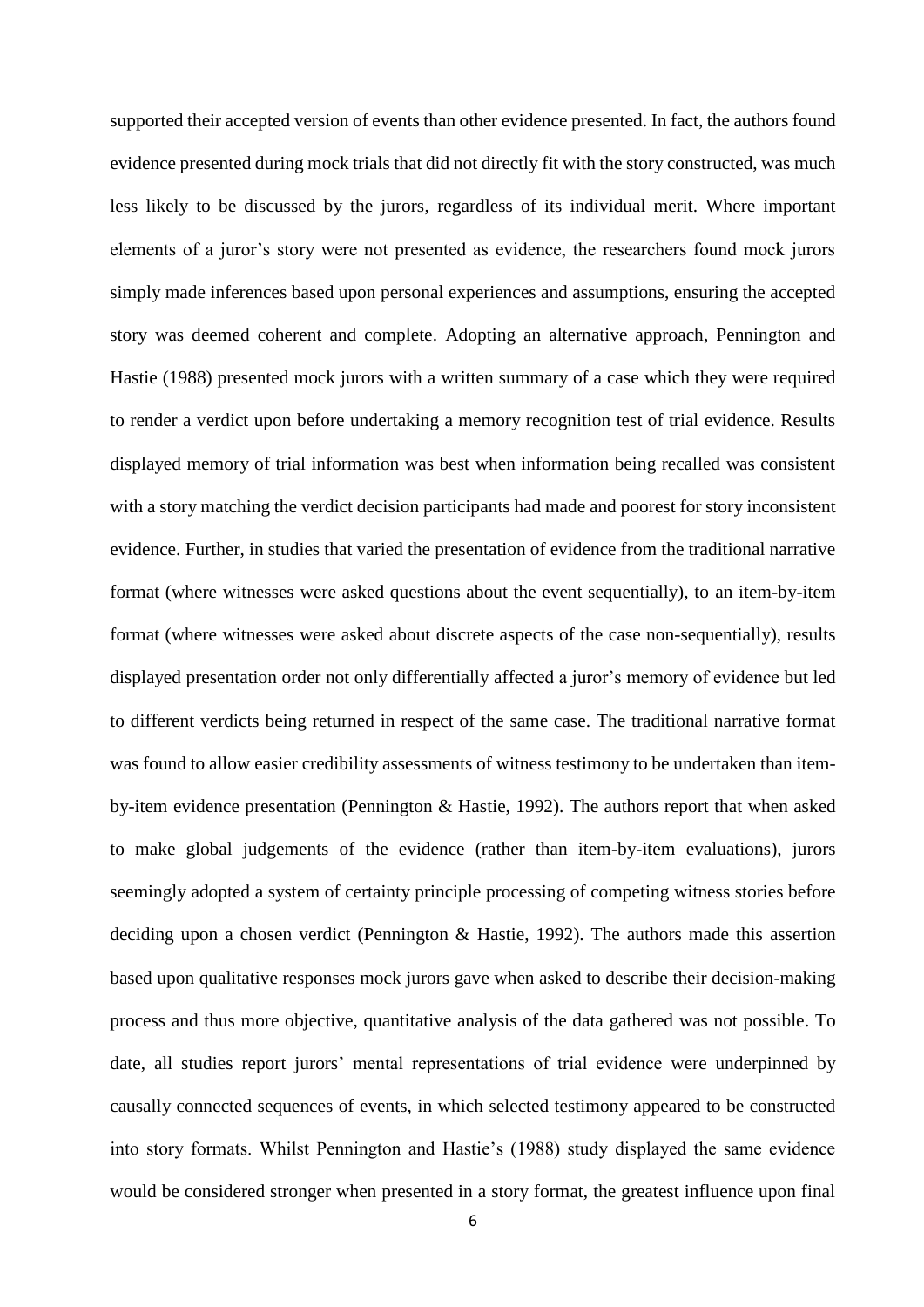supported their accepted version of events than other evidence presented. In fact, the authors found evidence presented during mock trials that did not directly fit with the story constructed, was much less likely to be discussed by the jurors, regardless of its individual merit. Where important elements of a juror's story were not presented as evidence, the researchers found mock jurors simply made inferences based upon personal experiences and assumptions, ensuring the accepted story was deemed coherent and complete. Adopting an alternative approach, Pennington and Hastie (1988) presented mock jurors with a written summary of a case which they were required to render a verdict upon before undertaking a memory recognition test of trial evidence. Results displayed memory of trial information was best when information being recalled was consistent with a story matching the verdict decision participants had made and poorest for story inconsistent evidence. Further, in studies that varied the presentation of evidence from the traditional narrative format (where witnesses were asked questions about the event sequentially), to an item-by-item format (where witnesses were asked about discrete aspects of the case non-sequentially), results displayed presentation order not only differentially affected a juror's memory of evidence but led to different verdicts being returned in respect of the same case. The traditional narrative format was found to allow easier credibility assessments of witness testimony to be undertaken than item-by-item evidence presentation (Pennington & Hastie, 1992). The authors report that when asked to make global judgements of the evidence (rather than item-by-item evaluations), jurors seemingly adopted a system of certainty principle processing of competing witness stories before deciding upon a chosen verdict (Pennington & Hastie, 1992). The authors made this assertion based upon qualitative responses mock jurors gave when asked to describe their decision-making process and thus more objective, quantitative analysis of the data gathered was not possible. To date, all studies report jurors' mental representations of trial evidence were underpinned by causally connected sequences of events, in which selected testimony appeared to be constructed into story formats. Whilst Pennington and Hastie's (1988) study displayed the same evidence would be considered stronger when presented in a story format, the greatest influence upon final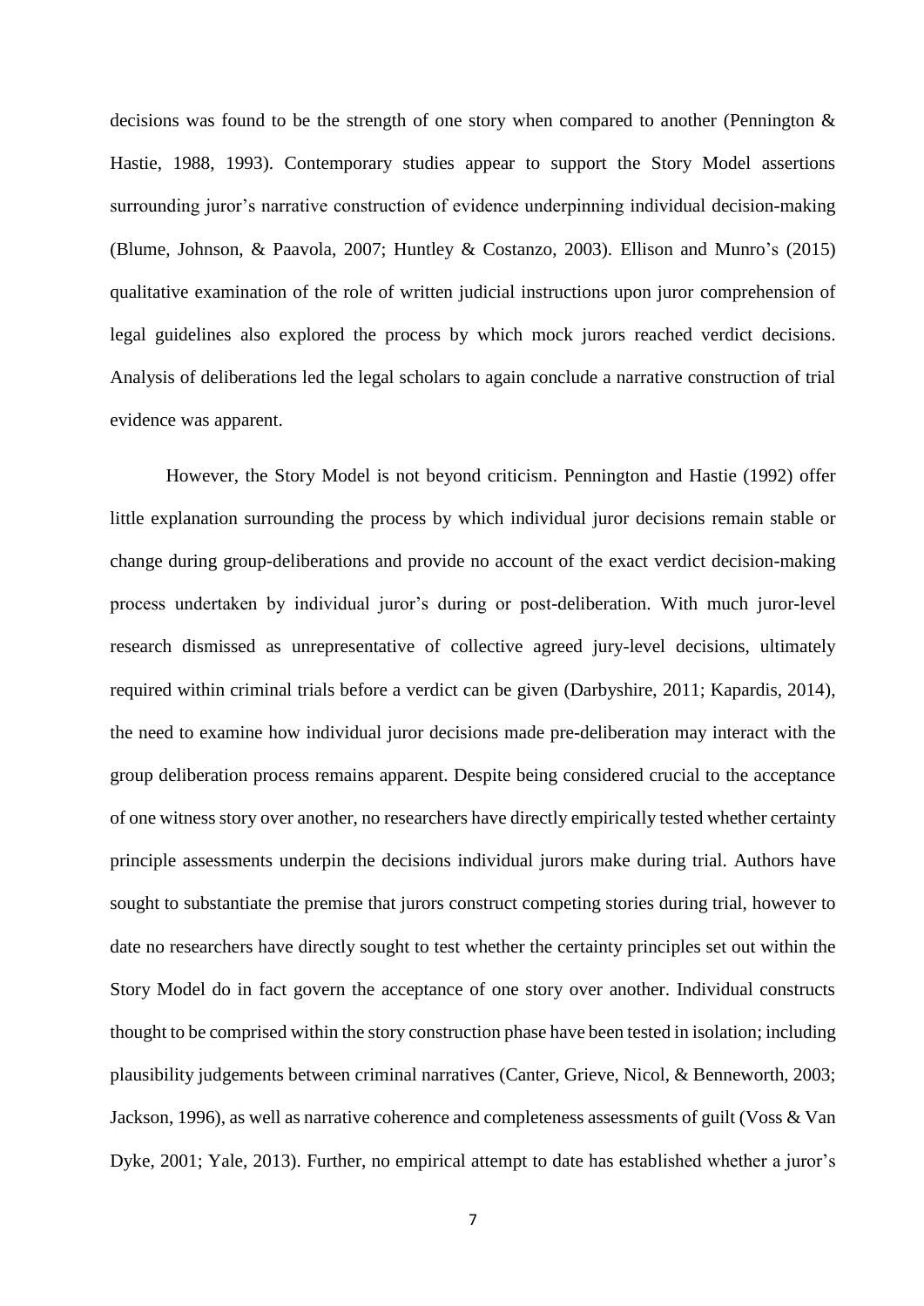decisions was found to be the strength of one story when compared to another (Pennington & Hastie, 1988, 1993). Contemporary studies appear to support the Story Model assertions surrounding juror's narrative construction of evidence underpinning individual decision-making (Blume, Johnson, & Paavola, 2007; Huntley & Costanzo, 2003). Ellison and Munro's (2015) qualitative examination of the role of written judicial instructions upon juror comprehension of legal guidelines also explored the process by which mock jurors reached verdict decisions. Analysis of deliberations led the legal scholars to again conclude a narrative construction of trial evidence was apparent.

However, the Story Model is not beyond criticism. Pennington and Hastie (1992) offer little explanation surrounding the process by which individual juror decisions remain stable or change during group-deliberations and provide no account of the exact verdict decision-making process undertaken by individual juror's during or post-deliberation. With much juror-level research dismissed as unrepresentative of collective agreed jury-level decisions, ultimately required within criminal trials before a verdict can be given (Darbyshire, 2011; Kapardis, 2014), the need to examine how individual juror decisions made pre-deliberation may interact with the group deliberation process remains apparent. Despite being considered crucial to the acceptance of one witness story over another, no researchers have directly empirically tested whether certainty principle assessments underpin the decisions individual jurors make during trial. Authors have sought to substantiate the premise that jurors construct competing stories during trial, however to date no researchers have directly sought to test whether the certainty principles set out within the Story Model do in fact govern the acceptance of one story over another. Individual constructs thought to be comprised within the story construction phase have been tested in isolation; including plausibility judgements between criminal narratives (Canter, Grieve, Nicol, & Benneworth, 2003; Jackson, 1996), as well as narrative coherence and completeness assessments of guilt (Voss & Van Dyke, 2001; Yale, 2013). Further, no empirical attempt to date has established whether a juror's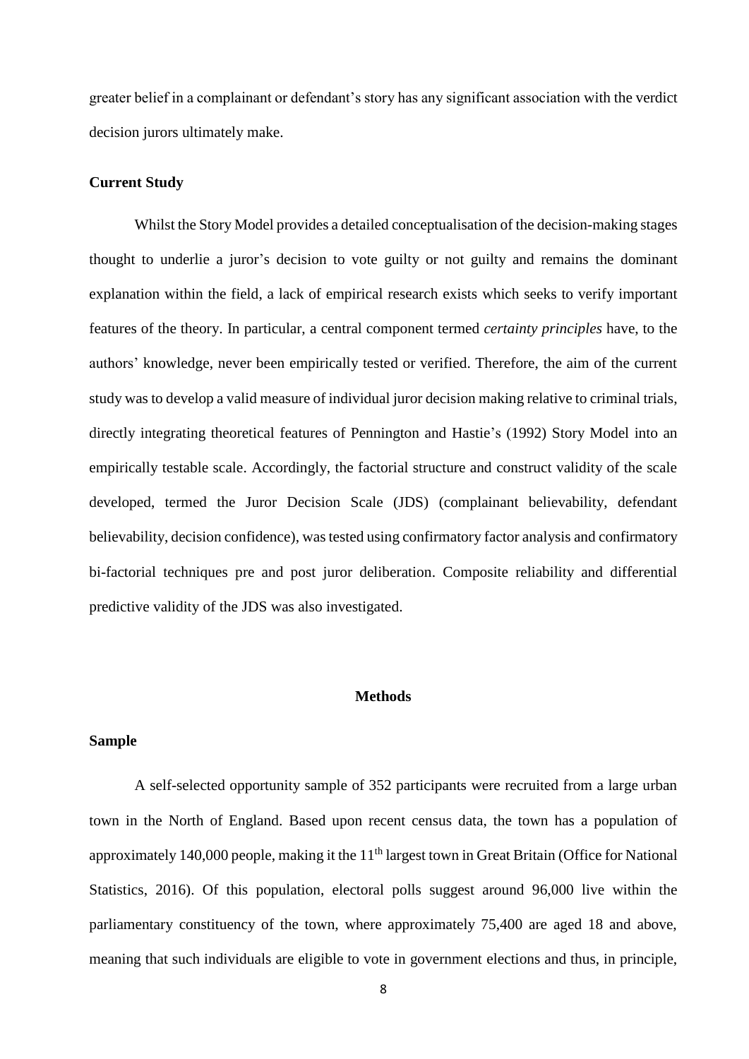greater belief in a complainant or defendant's story has any significant association with the verdict decision jurors ultimately make.

### Current Study

Whilst the Story Model provides a detailed conceptualisation of the decision-making stages thought to underlie a juror's decision to vote guilty or not guilty and remains the dominant explanation within the field, a lack of empirical research exists which seeks to verify important features of the theory. In particular, a central component termed *certainty principles* have, to the authors' knowledge, never been empirically tested or verified. Therefore, the aim of the current study was to develop a valid measure of individual juror decision making relative to criminal trials, directly integrating theoretical features of Pennington and Hastie's (1992) Story Model into an empirically testable scale. Accordingly, the factorial structure and construct validity of the scale developed, termed the Juror Decision Scale (JDS) (complainant believability, defendant believability, decision confidence), was tested using confirmatory factor analysis and confirmatory bi-factorial techniques pre and post juror deliberation. Composite reliability and differential predictive validity of the JDS was also investigated.

## Methods

### Sample

A self-selected opportunity sample of 352 participants were recruited from a large urban town in the North of England. Based upon recent census data, the town has a population of approximately 140,000 people, making it the 11th largest town in Great Britain (Office for National Statistics, 2016). Of this population, electoral polls suggest around 96,000 live within the parliamentary constituency of the town, where approximately 75,400 are aged 18 and above, meaning that such individuals are eligible to vote in government elections and thus, in principle,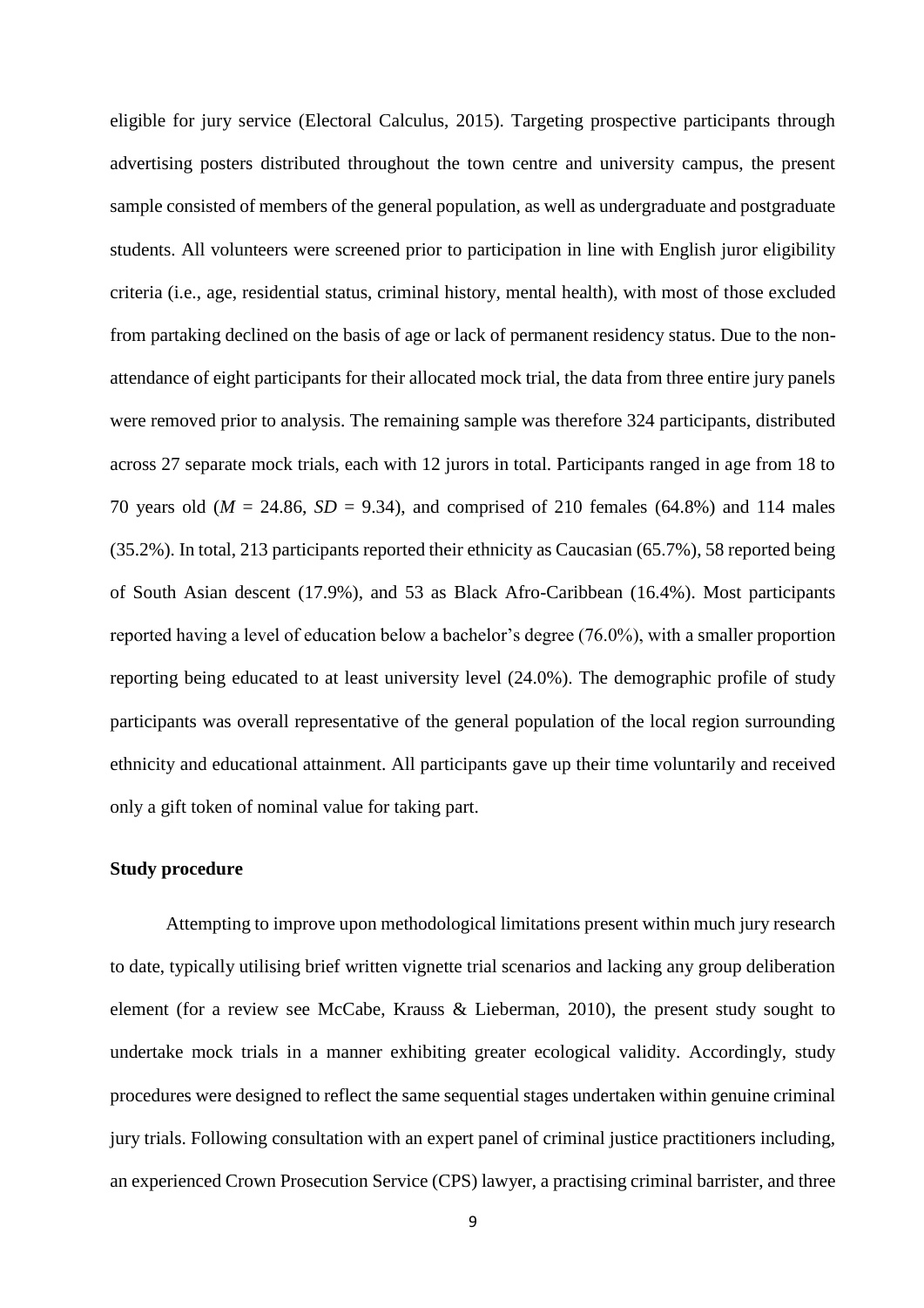eligible for jury service (Electoral Calculus, 2015). Targeting prospective participants through advertising posters distributed throughout the town centre and university campus, the present sample consisted of members of the general population, as well as undergraduate and postgraduate students. All volunteers were screened prior to participation in line with English juror eligibility criteria (i.e., age, residential status, criminal history, mental health), with most of those excluded from partaking declined on the basis of age or lack of permanent residency status. Due to the non-attendance of eight participants for their allocated mock trial, the data from three entire jury panels were removed prior to analysis. The remaining sample was therefore 324 participants, distributed across 27 separate mock trials, each with 12 jurors in total. Participants ranged in age from 18 to 70 years old ($M$ = 24.86, $SD$ = 9.34), and comprised of 210 females (64.8%) and 114 males (35.2%). In total, 213 participants reported their ethnicity as Caucasian (65.7%), 58 reported being of South Asian descent (17.9%), and 53 as Black Afro-Caribbean (16.4%). Most participants reported having a level of education below a bachelor's degree (76.0%), with a smaller proportion reporting being educated to at least university level (24.0%). The demographic profile of study participants was overall representative of the general population of the local region surrounding ethnicity and educational attainment. All participants gave up their time voluntarily and received only a gift token of nominal value for taking part.

**Study procedure**

Attempting to improve upon methodological limitations present within much jury research to date, typically utilising brief written vignette trial scenarios and lacking any group deliberation element (for a review see McCabe, Krauss & Lieberman, 2010), the present study sought to undertake mock trials in a manner exhibiting greater ecological validity. Accordingly, study procedures were designed to reflect the same sequential stages undertaken within genuine criminal jury trials. Following consultation with an expert panel of criminal justice practitioners including, an experienced Crown Prosecution Service (CPS) lawyer, a practising criminal barrister, and three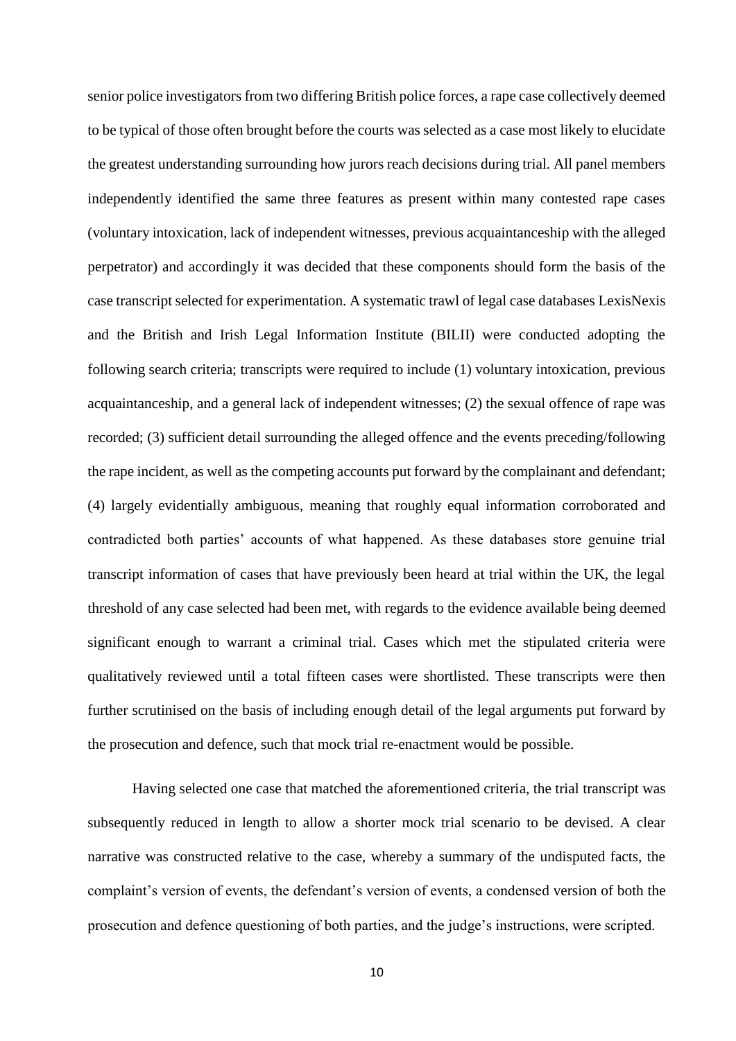senior police investigators from two differing British police forces, a rape case collectively deemed to be typical of those often brought before the courts was selected as a case most likely to elucidate the greatest understanding surrounding how jurors reach decisions during trial. All panel members independently identified the same three features as present within many contested rape cases (voluntary intoxication, lack of independent witnesses, previous acquaintanceship with the alleged perpetrator) and accordingly it was decided that these components should form the basis of the case transcript selected for experimentation. A systematic trawl of legal case databases LexisNexis and the British and Irish Legal Information Institute (BILII) were conducted adopting the following search criteria; transcripts were required to include (1) voluntary intoxication, previous acquaintanceship, and a general lack of independent witnesses; (2) the sexual offence of rape was recorded; (3) sufficient detail surrounding the alleged offence and the events preceding/following the rape incident, as well as the competing accounts put forward by the complainant and defendant; (4) largely evidentially ambiguous, meaning that roughly equal information corroborated and contradicted both parties' accounts of what happened. As these databases store genuine trial transcript information of cases that have previously been heard at trial within the UK, the legal threshold of any case selected had been met, with regards to the evidence available being deemed significant enough to warrant a criminal trial. Cases which met the stipulated criteria were qualitatively reviewed until a total fifteen cases were shortlisted. These transcripts were then further scrutinised on the basis of including enough detail of the legal arguments put forward by the prosecution and defence, such that mock trial re-enactment would be possible.

Having selected one case that matched the aforementioned criteria, the trial transcript was subsequently reduced in length to allow a shorter mock trial scenario to be devised. A clear narrative was constructed relative to the case, whereby a summary of the undisputed facts, the complaint's version of events, the defendant's version of events, a condensed version of both the prosecution and defence questioning of both parties, and the judge's instructions, were scripted.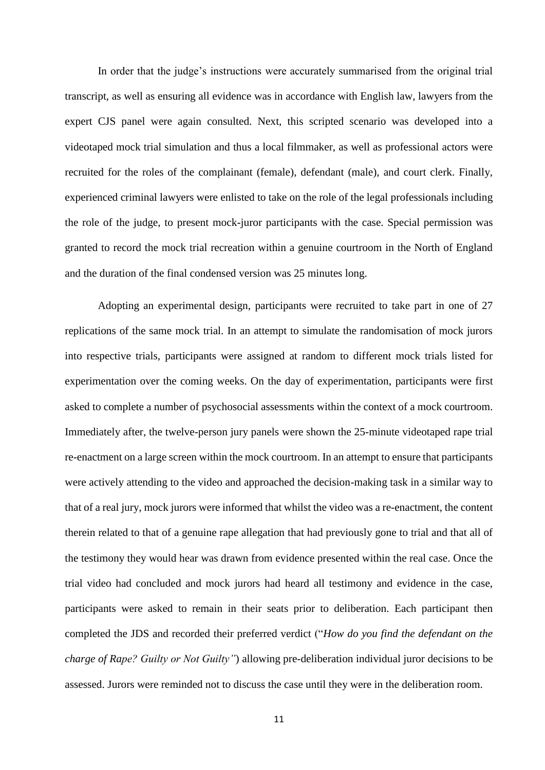In order that the judge's instructions were accurately summarised from the original trial transcript, as well as ensuring all evidence was in accordance with English law, lawyers from the expert CJS panel were again consulted. Next, this scripted scenario was developed into a videotaped mock trial simulation and thus a local filmmaker, as well as professional actors were recruited for the roles of the complainant (female), defendant (male), and court clerk. Finally, experienced criminal lawyers were enlisted to take on the role of the legal professionals including the role of the judge, to present mock-juror participants with the case. Special permission was granted to record the mock trial recreation within a genuine courtroom in the North of England and the duration of the final condensed version was 25 minutes long.

Adopting an experimental design, participants were recruited to take part in one of 27 replications of the same mock trial. In an attempt to simulate the randomisation of mock jurors into respective trials, participants were assigned at random to different mock trials listed for experimentation over the coming weeks. On the day of experimentation, participants were first asked to complete a number of psychosocial assessments within the context of a mock courtroom. Immediately after, the twelve-person jury panels were shown the 25-minute videotaped rape trial re-enactment on a large screen within the mock courtroom. In an attempt to ensure that participants were actively attending to the video and approached the decision-making task in a similar way to that of a real jury, mock jurors were informed that whilst the video was a re-enactment, the content therein related to that of a genuine rape allegation that had previously gone to trial and that all of the testimony they would hear was drawn from evidence presented within the real case. Once the trial video had concluded and mock jurors had heard all testimony and evidence in the case, participants were asked to remain in their seats prior to deliberation. Each participant then completed the JDS and recorded their preferred verdict ("*How do you find the defendant on the charge of Rape? Guilty or Not Guilty"*) allowing pre-deliberation individual juror decisions to be assessed. Jurors were reminded not to discuss the case until they were in the deliberation room.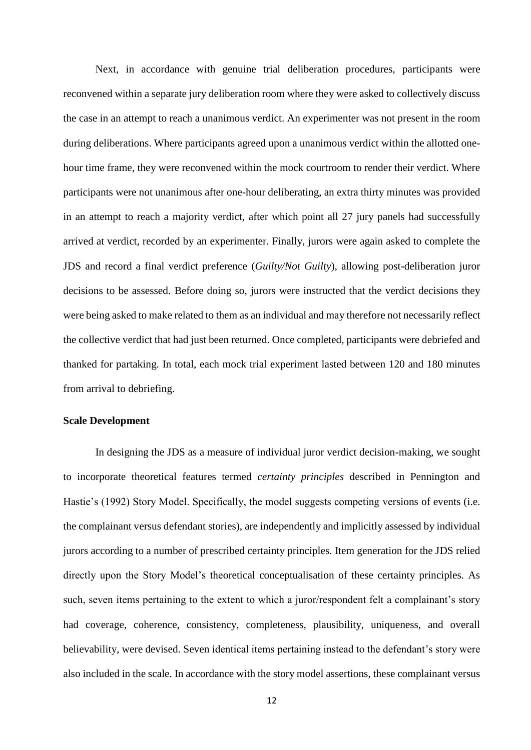Next, in accordance with genuine trial deliberation procedures, participants were reconvened within a separate jury deliberation room where they were asked to collectively discuss the case in an attempt to reach a unanimous verdict. An experimenter was not present in the room during deliberations. Where participants agreed upon a unanimous verdict within the allotted one-hour time frame, they were reconvened within the mock courtroom to render their verdict. Where participants were not unanimous after one-hour deliberating, an extra thirty minutes was provided in an attempt to reach a majority verdict, after which point all 27 jury panels had successfully arrived at verdict, recorded by an experimenter. Finally, jurors were again asked to complete the JDS and record a final verdict preference (*Guilty/Not Guilty*), allowing post-deliberation juror decisions to be assessed. Before doing so, jurors were instructed that the verdict decisions they were being asked to make related to them as an individual and may therefore not necessarily reflect the collective verdict that had just been returned. Once completed, participants were debriefed and thanked for partaking. In total, each mock trial experiment lasted between 120 and 180 minutes from arrival to debriefing.

### Scale Development

In designing the JDS as a measure of individual juror verdict decision-making, we sought to incorporate theoretical features termed *certainty principles* described in Pennington and Hastie's (1992) Story Model. Specifically, the model suggests competing versions of events (i.e. the complainant versus defendant stories), are independently and implicitly assessed by individual jurors according to a number of prescribed certainty principles. Item generation for the JDS relied directly upon the Story Model's theoretical conceptualisation of these certainty principles. As such, seven items pertaining to the extent to which a juror/respondent felt a complainant's story had coverage, coherence, consistency, completeness, plausibility, uniqueness, and overall believability, were devised. Seven identical items pertaining instead to the defendant's story were also included in the scale. In accordance with the story model assertions, these complainant versus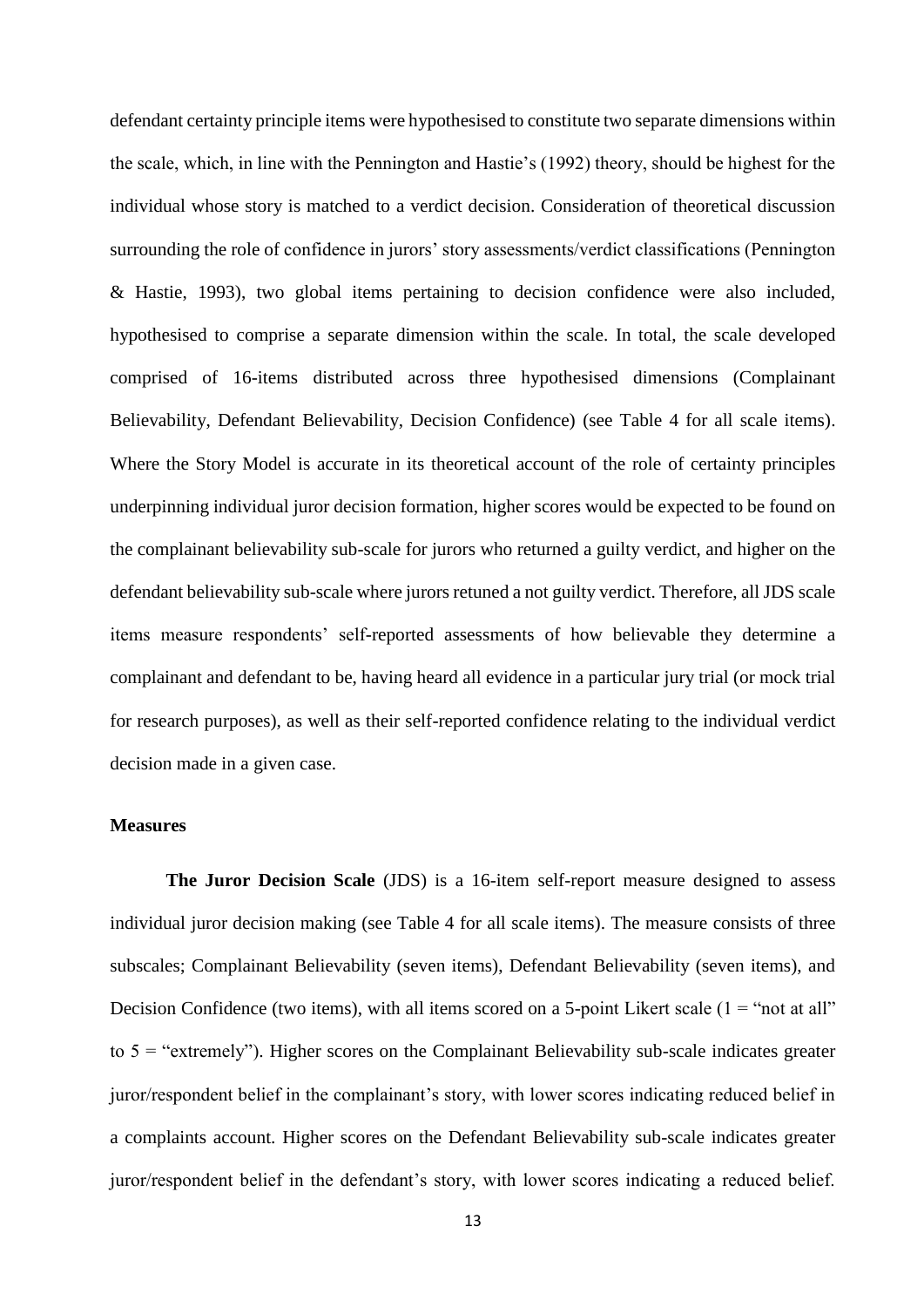defendant certainty principle items were hypothesised to constitute two separate dimensions within the scale, which, in line with the Pennington and Hastie's (1992) theory, should be highest for the individual whose story is matched to a verdict decision. Consideration of theoretical discussion surrounding the role of confidence in jurors' story assessments/verdict classifications (Pennington & Hastie, 1993), two global items pertaining to decision confidence were also included, hypothesised to comprise a separate dimension within the scale. In total, the scale developed comprised of 16-items distributed across three hypothesised dimensions (Complainant Believability, Defendant Believability, Decision Confidence) (see Table 4 for all scale items). Where the Story Model is accurate in its theoretical account of the role of certainty principles underpinning individual juror decision formation, higher scores would be expected to be found on the complainant believability sub-scale for jurors who returned a guilty verdict, and higher on the defendant believability sub-scale where jurors retuned a not guilty verdict. Therefore, all JDS scale items measure respondents' self-reported assessments of how believable they determine a complainant and defendant to be, having heard all evidence in a particular jury trial (or mock trial for research purposes), as well as their self-reported confidence relating to the individual verdict decision made in a given case.

## Measures

**The Juror Decision Scale** (JDS) is a 16-item self-report measure designed to assess individual juror decision making (see Table 4 for all scale items). The measure consists of three subscales; Complainant Believability (seven items), Defendant Believability (seven items), and Decision Confidence (two items), with all items scored on a 5-point Likert scale (1 = "not at all" to 5 = "extremely"). Higher scores on the Complainant Believability sub-scale indicates greater juror/respondent belief in the complainant's story, with lower scores indicating reduced belief in a complaints account. Higher scores on the Defendant Believability sub-scale indicates greater juror/respondent belief in the defendant's story, with lower scores indicating a reduced belief.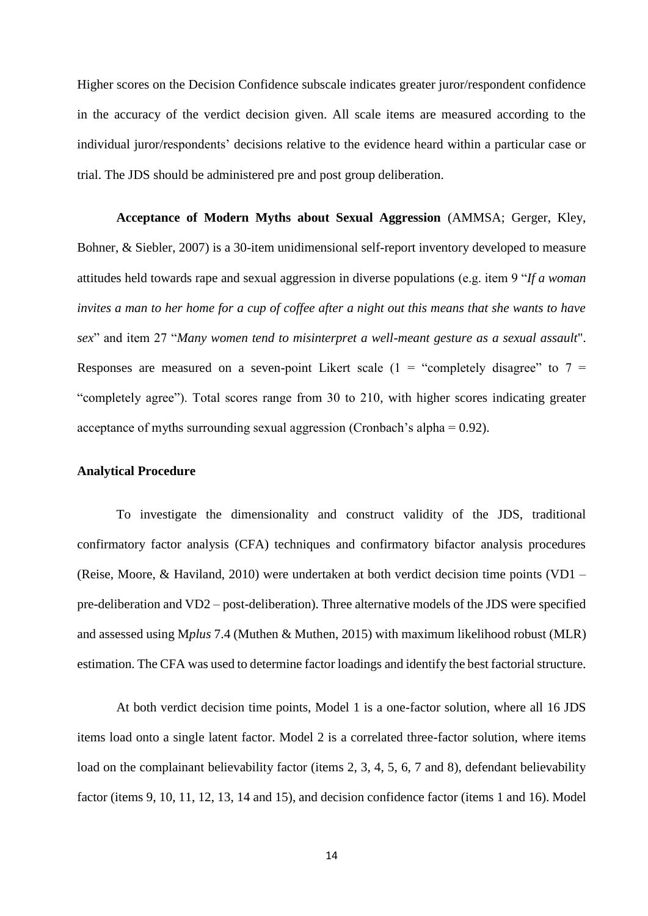Higher scores on the Decision Confidence subscale indicates greater juror/respondent confidence in the accuracy of the verdict decision given. All scale items are measured according to the individual juror/respondents' decisions relative to the evidence heard within a particular case or trial. The JDS should be administered pre and post group deliberation.

**Acceptance of Modern Myths about Sexual Aggression** (AMMSA; Gerger, Kley, Bohner, & Siebler, 2007) is a 30-item unidimensional self-report inventory developed to measure attitudes held towards rape and sexual aggression in diverse populations (e.g. item 9 "*If a woman invites a man to her home for a cup of coffee after a night out this means that she wants to have sex*" and item 27 "*Many women tend to misinterpret a well-meant gesture as a sexual assault*". Responses are measured on a seven-point Likert scale (1 = "completely disagree" to 7 = "completely agree"). Total scores range from 30 to 210, with higher scores indicating greater acceptance of myths surrounding sexual aggression (Cronbach's alpha = 0.92).

**Analytical Procedure**

To investigate the dimensionality and construct validity of the JDS, traditional confirmatory factor analysis (CFA) techniques and confirmatory bifactor analysis procedures (Reise, Moore, & Haviland, 2010) were undertaken at both verdict decision time points (VD1 – pre-deliberation and VD2 – post-deliberation). Three alternative models of the JDS were specified and assessed using M*plus* 7.4 (Muthen & Muthen, 2015) with maximum likelihood robust (MLR) estimation. The CFA was used to determine factor loadings and identify the best factorial structure.

At both verdict decision time points, Model 1 is a one-factor solution, where all 16 JDS items load onto a single latent factor. Model 2 is a correlated three-factor solution, where items load on the complainant believability factor (items 2, 3, 4, 5, 6, 7 and 8), defendant believability factor (items 9, 10, 11, 12, 13, 14 and 15), and decision confidence factor (items 1 and 16). Model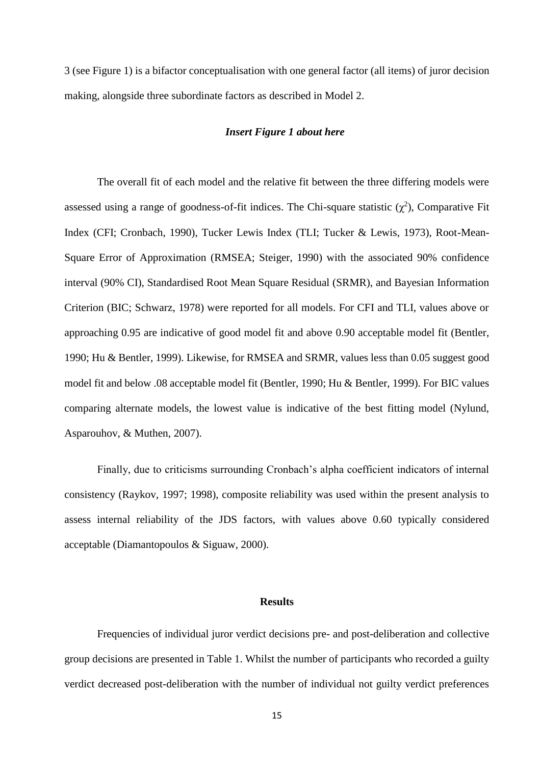3 (see Figure 1) is a bifactor conceptualisation with one general factor (all items) of juror decision making, alongside three subordinate factors as described in Model 2.

***Insert Figure 1 about here***

The overall fit of each model and the relative fit between the three differing models were assessed using a range of goodness-of-fit indices. The Chi-square statistic ($\chi^2$), Comparative Fit Index (CFI; Cronbach, 1990), Tucker Lewis Index (TLI; Tucker & Lewis, 1973), Root-Mean-Square Error of Approximation (RMSEA; Steiger, 1990) with the associated 90% confidence interval (90% CI), Standardised Root Mean Square Residual (SRMR), and Bayesian Information Criterion (BIC; Schwarz, 1978) were reported for all models. For CFI and TLI, values above or approaching 0.95 are indicative of good model fit and above 0.90 acceptable model fit (Bentler, 1990; Hu & Bentler, 1999). Likewise, for RMSEA and SRMR, values less than 0.05 suggest good model fit and below .08 acceptable model fit (Bentler, 1990; Hu & Bentler, 1999). For BIC values comparing alternate models, the lowest value is indicative of the best fitting model (Nylund, Asparouhov, & Muthen, 2007).

Finally, due to criticisms surrounding Cronbach's alpha coefficient indicators of internal consistency (Raykov, 1997; 1998), composite reliability was used within the present analysis to assess internal reliability of the JDS factors, with values above 0.60 typically considered acceptable (Diamantopoulos & Siguaw, 2000).

## Results

Frequencies of individual juror verdict decisions pre- and post-deliberation and collective group decisions are presented in Table 1. Whilst the number of participants who recorded a guilty verdict decreased post-deliberation with the number of individual not guilty verdict preferences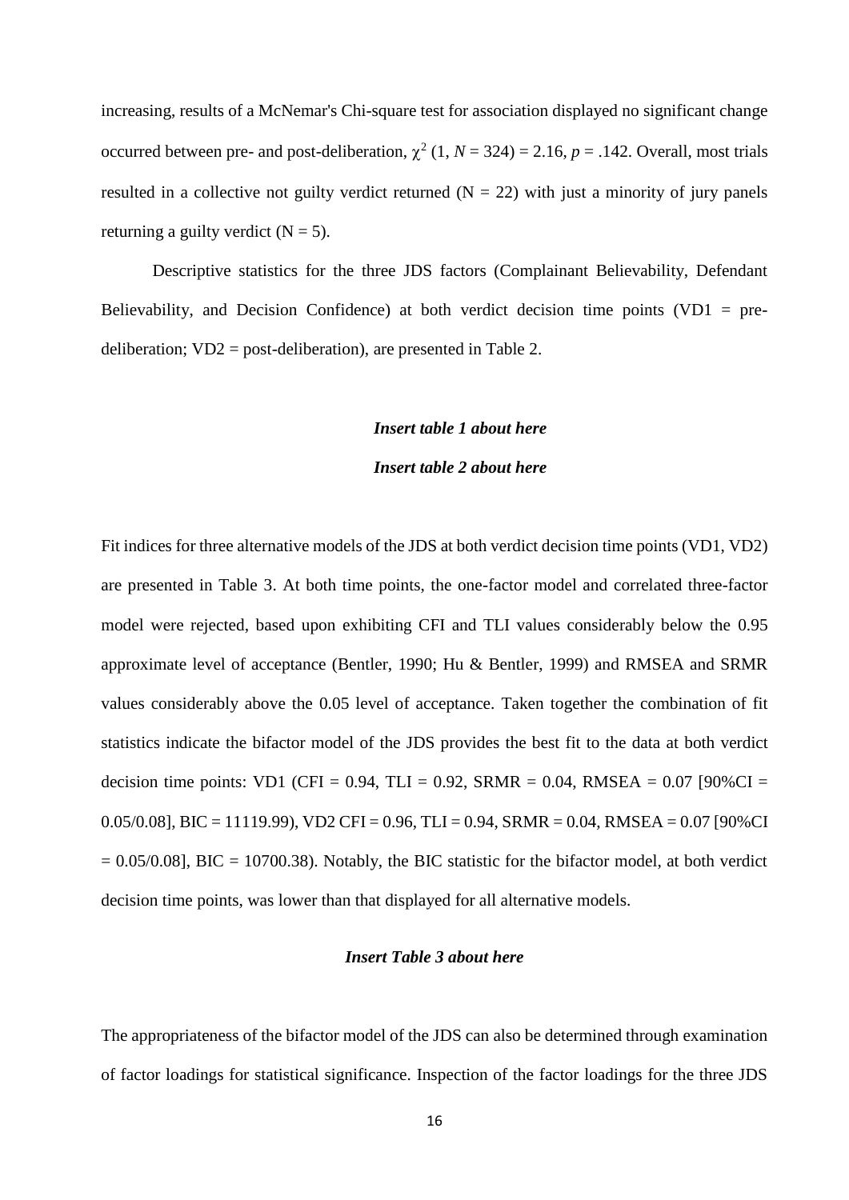increasing, results of a McNemar's Chi-square test for association displayed no significant change occurred between pre- and post-deliberation, $\chi^2$ (1, $N$ = 324) = 2.16, $p$ = .142. Overall, most trials resulted in a collective not guilty verdict returned (N = 22) with just a minority of jury panels returning a guilty verdict (N = 5).

Descriptive statistics for the three JDS factors (Complainant Believability, Defendant Believability, and Decision Confidence) at both verdict decision time points (VD1 = pre-deliberation; VD2 = post-deliberation), are presented in Table 2.

***Insert table 1 about here***

***Insert table 2 about here***

Fit indices for three alternative models of the JDS at both verdict decision time points (VD1, VD2) are presented in Table 3. At both time points, the one-factor model and correlated three-factor model were rejected, based upon exhibiting CFI and TLI values considerably below the 0.95 approximate level of acceptance (Bentler, 1990; Hu & Bentler, 1999) and RMSEA and SRMR values considerably above the 0.05 level of acceptance. Taken together the combination of fit statistics indicate the bifactor model of the JDS provides the best fit to the data at both verdict decision time points: VD1 (CFI = 0.94, TLI = 0.92, SRMR = 0.04, RMSEA = 0.07 [90%CI = 0.05/0.08], BIC = 11119.99), VD2 CFI = 0.96, TLI = 0.94, SRMR = 0.04, RMSEA = 0.07 [90%CI = 0.05/0.08], BIC = 10700.38). Notably, the BIC statistic for the bifactor model, at both verdict decision time points, was lower than that displayed for all alternative models.

***Insert Table 3 about here***

The appropriateness of the bifactor model of the JDS can also be determined through examination of factor loadings for statistical significance. Inspection of the factor loadings for the three JDS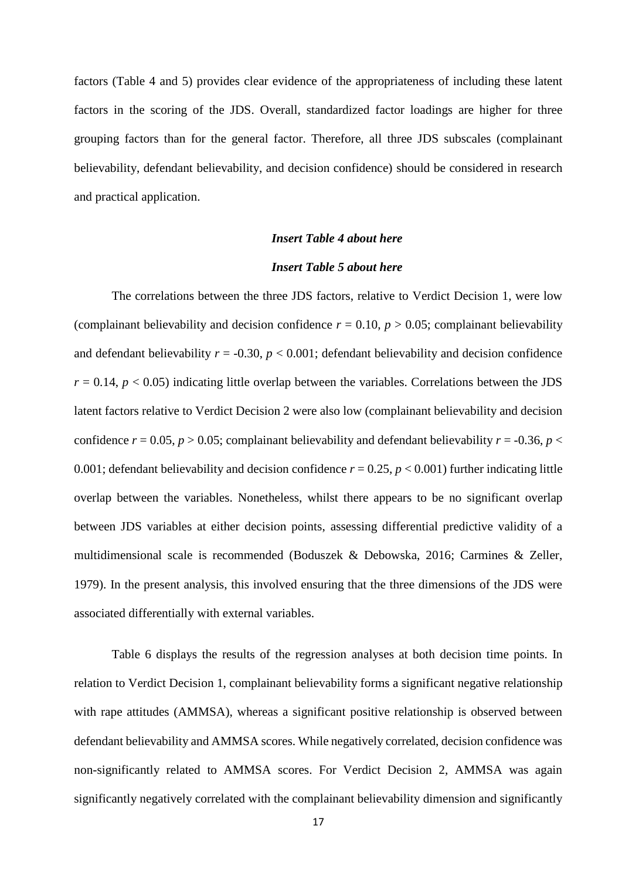factors (Table 4 and 5) provides clear evidence of the appropriateness of including these latent factors in the scoring of the JDS. Overall, standardized factor loadings are higher for three grouping factors than for the general factor. Therefore, all three JDS subscales (complainant believability, defendant believability, and decision confidence) should be considered in research and practical application.

***Insert Table 4 about here***

***Insert Table 5 about here***

The correlations between the three JDS factors, relative to Verdict Decision 1, were low (complainant believability and decision confidence $r = 0.10$, $p > 0.05$; complainant believability and defendant believability $r = -0.30$, $p < 0.001$; defendant believability and decision confidence $r = 0.14$, $p < 0.05$) indicating little overlap between the variables. Correlations between the JDS latent factors relative to Verdict Decision 2 were also low (complainant believability and decision confidence $r = 0.05$, $p > 0.05$; complainant believability and defendant believability $r = -0.36$, $p < 0.001$; defendant believability and decision confidence $r = 0.25$, $p < 0.001$) further indicating little overlap between the variables. Nonetheless, whilst there appears to be no significant overlap between JDS variables at either decision points, assessing differential predictive validity of a multidimensional scale is recommended (Boduszek & Debowska, 2016; Carmines & Zeller, 1979). In the present analysis, this involved ensuring that the three dimensions of the JDS were associated differentially with external variables.

Table 6 displays the results of the regression analyses at both decision time points. In relation to Verdict Decision 1, complainant believability forms a significant negative relationship with rape attitudes (AMMSA), whereas a significant positive relationship is observed between defendant believability and AMMSA scores. While negatively correlated, decision confidence was non-significantly related to AMMSA scores. For Verdict Decision 2, AMMSA was again significantly negatively correlated with the complainant believability dimension and significantly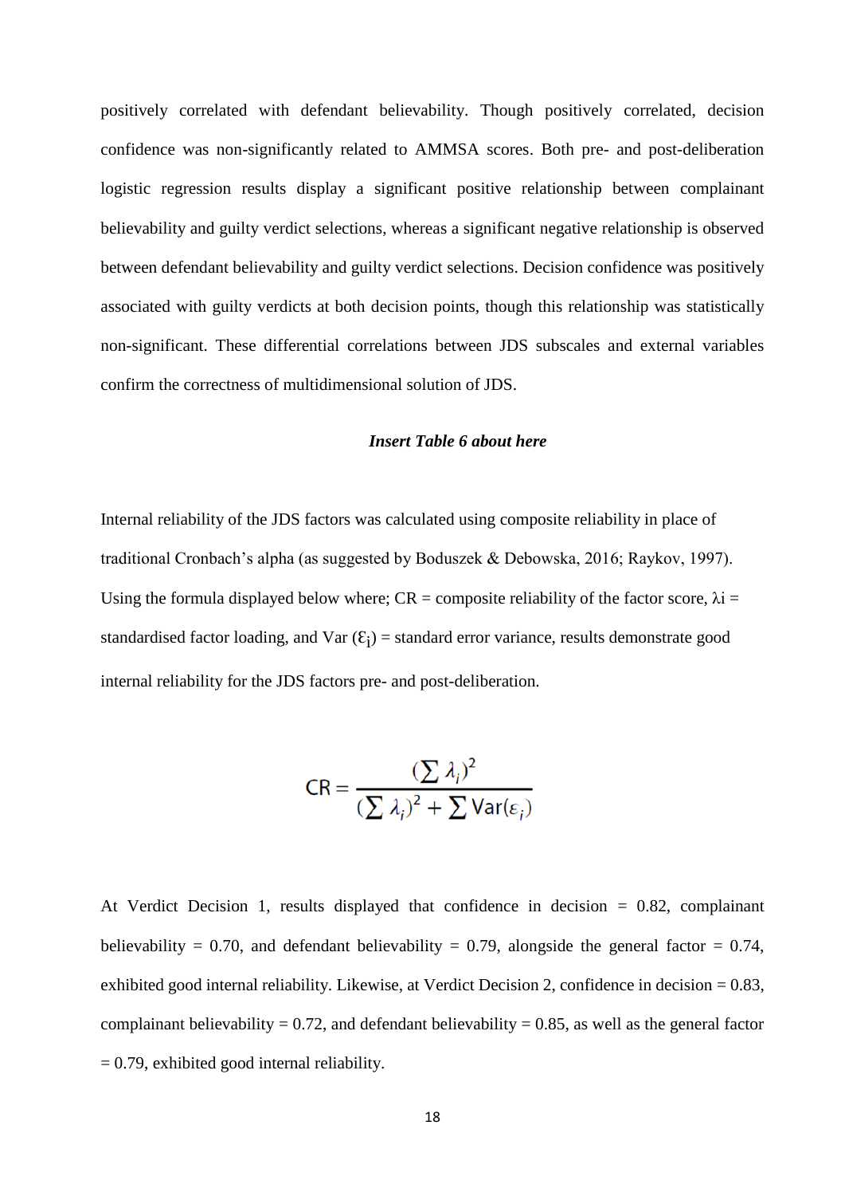positively correlated with defendant believability. Though positively correlated, decision confidence was non-significantly related to AMMSA scores. Both pre- and post-deliberation logistic regression results display a significant positive relationship between complainant believability and guilty verdict selections, whereas a significant negative relationship is observed between defendant believability and guilty verdict selections. Decision confidence was positively associated with guilty verdicts at both decision points, though this relationship was statistically non-significant. These differential correlations between JDS subscales and external variables confirm the correctness of multidimensional solution of JDS.

***Insert Table 6 about here***

Internal reliability of the JDS factors was calculated using composite reliability in place of traditional Cronbach's alpha (as suggested by Boduszek & Debowska, 2016; Raykov, 1997). Using the formula displayed below where; CR = composite reliability of the factor score, $\lambda i$ = standardised factor loading, and Var ($\varepsilon_i$) = standard error variance, results demonstrate good internal reliability for the JDS factors pre- and post-deliberation.

$$CR = \frac{(\sum \lambda_i)^2}{(\sum \lambda_i)^2 + \sum \text{Var}(\varepsilon_i)}$$

At Verdict Decision 1, results displayed that confidence in decision = 0.82, complainant believability = 0.70, and defendant believability = 0.79, alongside the general factor = 0.74, exhibited good internal reliability. Likewise, at Verdict Decision 2, confidence in decision = 0.83, complainant believability = 0.72, and defendant believability = 0.85, as well as the general factor = 0.79, exhibited good internal reliability.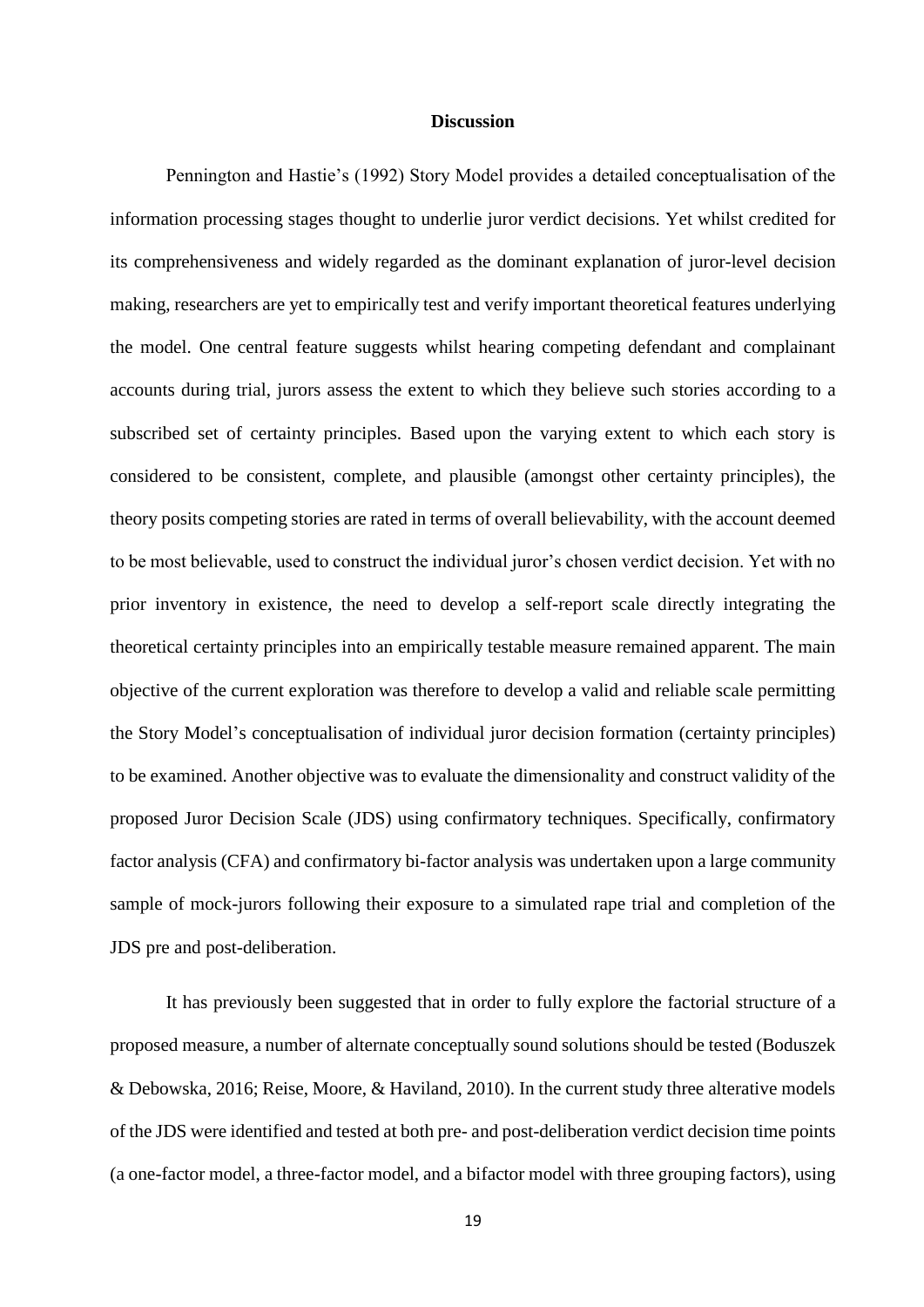## Discussion

Pennington and Hastie's (1992) Story Model provides a detailed conceptualisation of the information processing stages thought to underlie juror verdict decisions. Yet whilst credited for its comprehensiveness and widely regarded as the dominant explanation of juror-level decision making, researchers are yet to empirically test and verify important theoretical features underlying the model. One central feature suggests whilst hearing competing defendant and complainant accounts during trial, jurors assess the extent to which they believe such stories according to a subscribed set of certainty principles. Based upon the varying extent to which each story is considered to be consistent, complete, and plausible (amongst other certainty principles), the theory posits competing stories are rated in terms of overall believability, with the account deemed to be most believable, used to construct the individual juror's chosen verdict decision. Yet with no prior inventory in existence, the need to develop a self-report scale directly integrating the theoretical certainty principles into an empirically testable measure remained apparent. The main objective of the current exploration was therefore to develop a valid and reliable scale permitting the Story Model's conceptualisation of individual juror decision formation (certainty principles) to be examined. Another objective was to evaluate the dimensionality and construct validity of the proposed Juror Decision Scale (JDS) using confirmatory techniques. Specifically, confirmatory factor analysis (CFA) and confirmatory bi-factor analysis was undertaken upon a large community sample of mock-jurors following their exposure to a simulated rape trial and completion of the JDS pre and post-deliberation.

It has previously been suggested that in order to fully explore the factorial structure of a proposed measure, a number of alternate conceptually sound solutions should be tested (Boduszek & Debowska, 2016; Reise, Moore, & Haviland, 2010). In the current study three alterative models of the JDS were identified and tested at both pre- and post-deliberation verdict decision time points (a one-factor model, a three-factor model, and a bifactor model with three grouping factors), using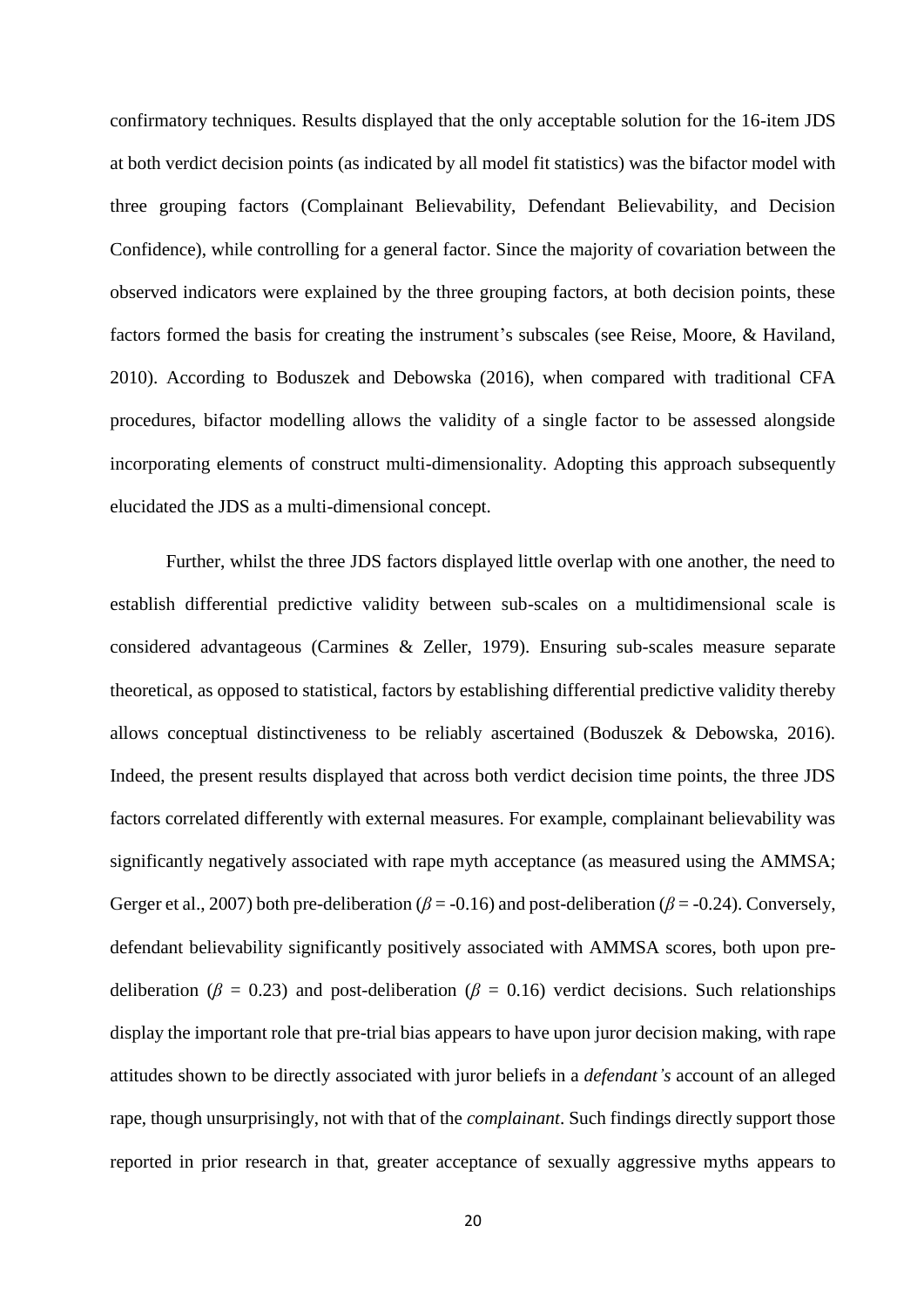confirmatory techniques. Results displayed that the only acceptable solution for the 16-item JDS at both verdict decision points (as indicated by all model fit statistics) was the bifactor model with three grouping factors (Complainant Believability, Defendant Believability, and Decision Confidence), while controlling for a general factor. Since the majority of covariation between the observed indicators were explained by the three grouping factors, at both decision points, these factors formed the basis for creating the instrument's subscales (see Reise, Moore, & Haviland, 2010). According to Boduszek and Debowska (2016), when compared with traditional CFA procedures, bifactor modelling allows the validity of a single factor to be assessed alongside incorporating elements of construct multi-dimensionality. Adopting this approach subsequently elucidated the JDS as a multi-dimensional concept.

Further, whilst the three JDS factors displayed little overlap with one another, the need to establish differential predictive validity between sub-scales on a multidimensional scale is considered advantageous (Carmines & Zeller, 1979). Ensuring sub-scales measure separate theoretical, as opposed to statistical, factors by establishing differential predictive validity thereby allows conceptual distinctiveness to be reliably ascertained (Boduszek & Debowska, 2016). Indeed, the present results displayed that across both verdict decision time points, the three JDS factors correlated differently with external measures. For example, complainant believability was significantly negatively associated with rape myth acceptance (as measured using the AMMSA; Gerger et al., 2007) both pre-deliberation ($\beta$ = -0.16) and post-deliberation ($\beta$ = -0.24). Conversely, defendant believability significantly positively associated with AMMSA scores, both upon pre-deliberation ($\beta$ = 0.23) and post-deliberation ($\beta$ = 0.16) verdict decisions. Such relationships display the important role that pre-trial bias appears to have upon juror decision making, with rape attitudes shown to be directly associated with juror beliefs in a *defendant's* account of an alleged rape, though unsurprisingly, not with that of the *complainant*. Such findings directly support those reported in prior research in that, greater acceptance of sexually aggressive myths appears to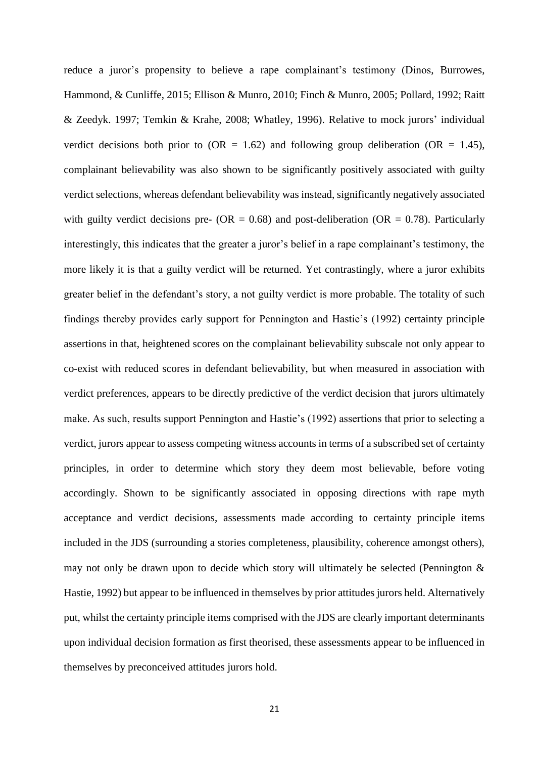reduce a juror's propensity to believe a rape complainant's testimony (Dinos, Burrowes, Hammond, & Cunliffe, 2015; Ellison & Munro, 2010; Finch & Munro, 2005; Pollard, 1992; Raitt & Zeedyk. 1997; Temkin & Krahe, 2008; Whatley, 1996). Relative to mock jurors' individual verdict decisions both prior to (OR = 1.62) and following group deliberation (OR = 1.45), complainant believability was also shown to be significantly positively associated with guilty verdict selections, whereas defendant believability was instead, significantly negatively associated with guilty verdict decisions pre- (OR = 0.68) and post-deliberation (OR = 0.78). Particularly interestingly, this indicates that the greater a juror's belief in a rape complainant's testimony, the more likely it is that a guilty verdict will be returned. Yet contrastingly, where a juror exhibits greater belief in the defendant's story, a not guilty verdict is more probable. The totality of such findings thereby provides early support for Pennington and Hastie's (1992) certainty principle assertions in that, heightened scores on the complainant believability subscale not only appear to co-exist with reduced scores in defendant believability, but when measured in association with verdict preferences, appears to be directly predictive of the verdict decision that jurors ultimately make. As such, results support Pennington and Hastie's (1992) assertions that prior to selecting a verdict, jurors appear to assess competing witness accounts in terms of a subscribed set of certainty principles, in order to determine which story they deem most believable, before voting accordingly. Shown to be significantly associated in opposing directions with rape myth acceptance and verdict decisions, assessments made according to certainty principle items included in the JDS (surrounding a stories completeness, plausibility, coherence amongst others), may not only be drawn upon to decide which story will ultimately be selected (Pennington & Hastie, 1992) but appear to be influenced in themselves by prior attitudes jurors held. Alternatively put, whilst the certainty principle items comprised with the JDS are clearly important determinants upon individual decision formation as first theorised, these assessments appear to be influenced in themselves by preconceived attitudes jurors hold.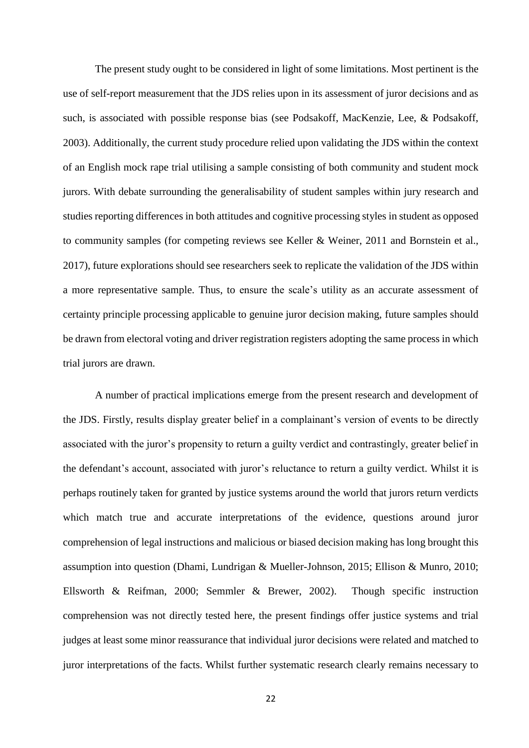The present study ought to be considered in light of some limitations. Most pertinent is the use of self-report measurement that the JDS relies upon in its assessment of juror decisions and as such, is associated with possible response bias (see Podsakoff, MacKenzie, Lee, & Podsakoff, 2003). Additionally, the current study procedure relied upon validating the JDS within the context of an English mock rape trial utilising a sample consisting of both community and student mock jurors. With debate surrounding the generalisability of student samples within jury research and studies reporting differences in both attitudes and cognitive processing styles in student as opposed to community samples (for competing reviews see Keller & Weiner, 2011 and Bornstein et al., 2017), future explorations should see researchers seek to replicate the validation of the JDS within a more representative sample. Thus, to ensure the scale's utility as an accurate assessment of certainty principle processing applicable to genuine juror decision making, future samples should be drawn from electoral voting and driver registration registers adopting the same process in which trial jurors are drawn.

A number of practical implications emerge from the present research and development of the JDS. Firstly, results display greater belief in a complainant's version of events to be directly associated with the juror's propensity to return a guilty verdict and contrastingly, greater belief in the defendant's account, associated with juror's reluctance to return a guilty verdict. Whilst it is perhaps routinely taken for granted by justice systems around the world that jurors return verdicts which match true and accurate interpretations of the evidence, questions around juror comprehension of legal instructions and malicious or biased decision making has long brought this assumption into question (Dhami, Lundrigan & Mueller-Johnson, 2015; Ellison & Munro, 2010; Ellsworth & Reifman, 2000; Semmler & Brewer, 2002). Though specific instruction comprehension was not directly tested here, the present findings offer justice systems and trial judges at least some minor reassurance that individual juror decisions were related and matched to juror interpretations of the facts. Whilst further systematic research clearly remains necessary to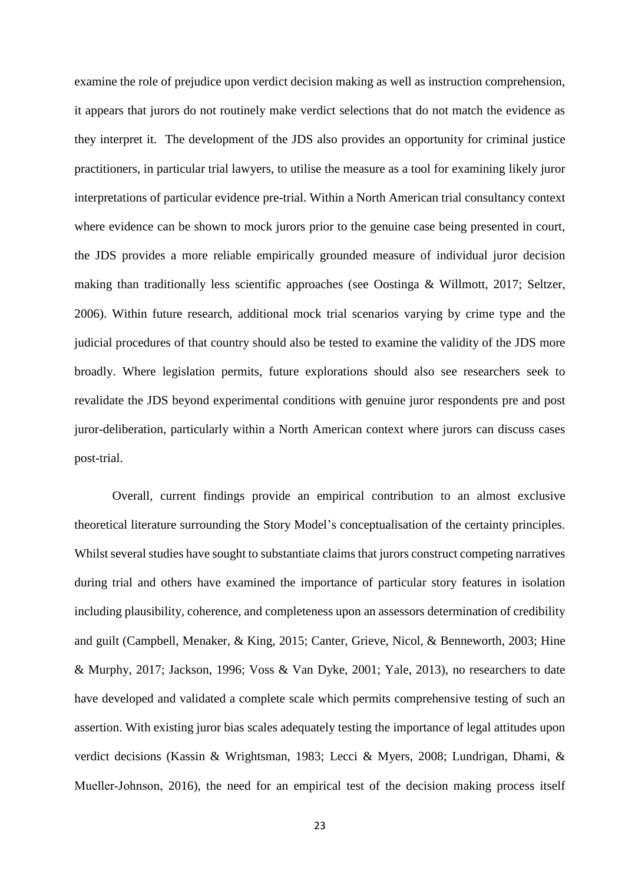examine the role of prejudice upon verdict decision making as well as instruction comprehension, it appears that jurors do not routinely make verdict selections that do not match the evidence as they interpret it. The development of the JDS also provides an opportunity for criminal justice practitioners, in particular trial lawyers, to utilise the measure as a tool for examining likely juror interpretations of particular evidence pre-trial. Within a North American trial consultancy context where evidence can be shown to mock jurors prior to the genuine case being presented in court, the JDS provides a more reliable empirically grounded measure of individual juror decision making than traditionally less scientific approaches (see Oostinga & Willmott, 2017; Seltzer, 2006). Within future research, additional mock trial scenarios varying by crime type and the judicial procedures of that country should also be tested to examine the validity of the JDS more broadly. Where legislation permits, future explorations should also see researchers seek to revalidate the JDS beyond experimental conditions with genuine juror respondents pre and post juror-deliberation, particularly within a North American context where jurors can discuss cases post-trial.

Overall, current findings provide an empirical contribution to an almost exclusive theoretical literature surrounding the Story Model's conceptualisation of the certainty principles. Whilst several studies have sought to substantiate claims that jurors construct competing narratives during trial and others have examined the importance of particular story features in isolation including plausibility, coherence, and completeness upon an assessors determination of credibility and guilt (Campbell, Menaker, & King, 2015; Canter, Grieve, Nicol, & Benneworth, 2003; Hine & Murphy, 2017; Jackson, 1996; Voss & Van Dyke, 2001; Yale, 2013), no researchers to date have developed and validated a complete scale which permits comprehensive testing of such an assertion. With existing juror bias scales adequately testing the importance of legal attitudes upon verdict decisions (Kassin & Wrightsman, 1983; Lecci & Myers, 2008; Lundrigan, Dhami, & Mueller-Johnson, 2016), the need for an empirical test of the decision making process itself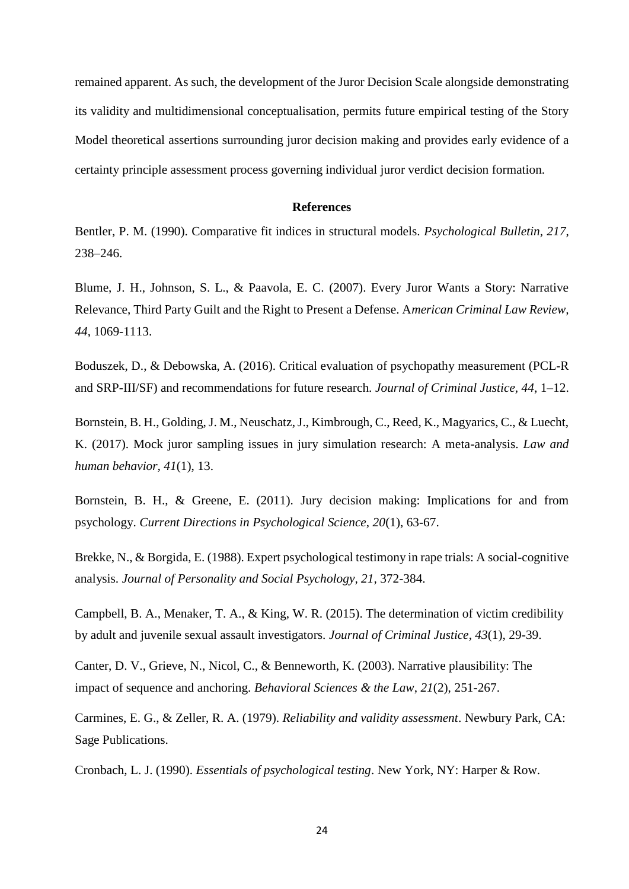remained apparent. As such, the development of the Juror Decision Scale alongside demonstrating its validity and multidimensional conceptualisation, permits future empirical testing of the Story Model theoretical assertions surrounding juror decision making and provides early evidence of a certainty principle assessment process governing individual juror verdict decision formation.

## References

Bentler, P. M. (1990). Comparative fit indices in structural models. *Psychological Bulletin, 217*, 238–246.

Blume, J. H., Johnson, S. L., & Paavola, E. C. (2007). Every Juror Wants a Story: Narrative Relevance, Third Party Guilt and the Right to Present a Defense. A*merican Criminal Law Review, 44*, 1069-1113.

Boduszek, D., & Debowska, A. (2016). Critical evaluation of psychopathy measurement (PCL-R and SRP-III/SF) and recommendations for future research. *Journal of Criminal Justice*, *44*, 1–12.

Bornstein, B. H., Golding, J. M., Neuschatz, J., Kimbrough, C., Reed, K., Magyarics, C., & Luecht, K. (2017). Mock juror sampling issues in jury simulation research: A meta-analysis. *Law and human behavior*, *41*(1), 13.

Bornstein, B. H., & Greene, E. (2011). Jury decision making: Implications for and from psychology. *Current Directions in Psychological Science*, *20*(1), 63-67.

Brekke, N., & Borgida, E. (1988). Expert psychological testimony in rape trials: A social-cognitive analysis. *Journal of Personality and Social Psychology, 21,* 372-384.

Campbell, B. A., Menaker, T. A., & King, W. R. (2015). The determination of victim credibility by adult and juvenile sexual assault investigators. *Journal of Criminal Justice*, *43*(1), 29-39.

Canter, D. V., Grieve, N., Nicol, C., & Benneworth, K. (2003). Narrative plausibility: The impact of sequence and anchoring. *Behavioral Sciences & the Law*, *21*(2), 251-267.

Carmines, E. G., & Zeller, R. A. (1979). *Reliability and validity assessment*. Newbury Park, CA: Sage Publications.

Cronbach, L. J. (1990). *Essentials of psychological testing*. New York, NY: Harper & Row.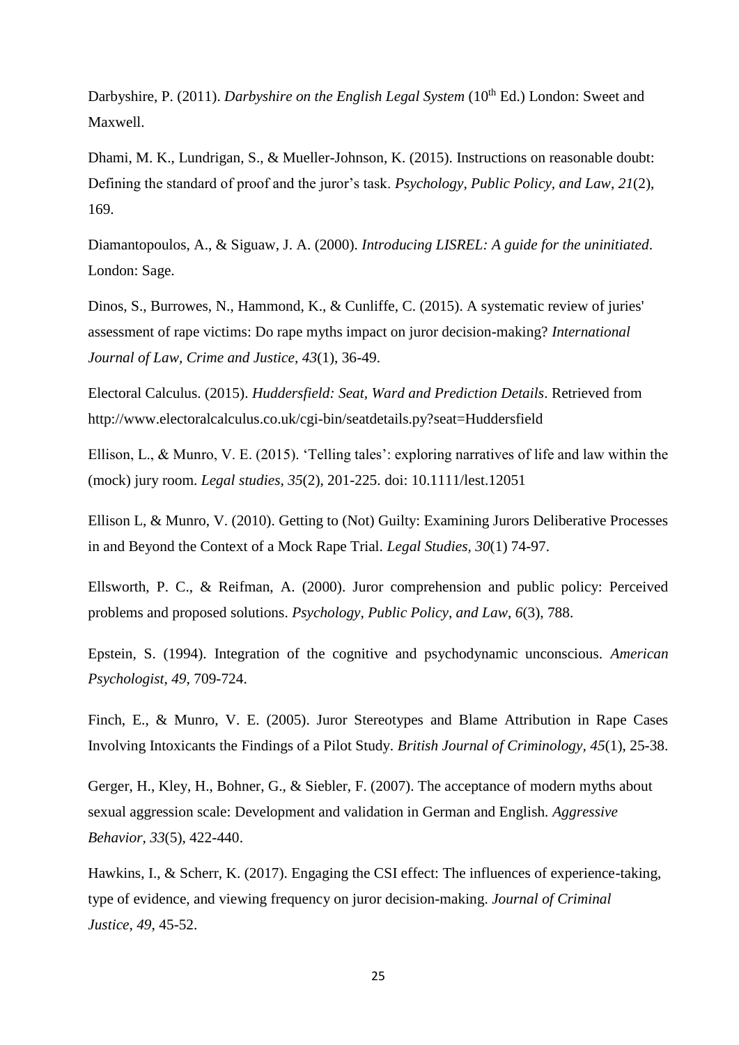Darbyshire, P. (2011). *Darbyshire on the English Legal System* (10th Ed.) London: Sweet and Maxwell.

Dhami, M. K., Lundrigan, S., & Mueller-Johnson, K. (2015). Instructions on reasonable doubt: Defining the standard of proof and the juror's task. *Psychology, Public Policy, and Law*, *21*(2), 169.

Diamantopoulos, A., & Siguaw, J. A. (2000). *Introducing LISREL: A guide for the uninitiated*. London: Sage.

Dinos, S., Burrowes, N., Hammond, K., & Cunliffe, C. (2015). A systematic review of juries' assessment of rape victims: Do rape myths impact on juror decision-making? *International Journal of Law, Crime and Justice*, *43*(1), 36-49.

Electoral Calculus. (2015). *Huddersfield: Seat, Ward and Prediction Details*. Retrieved from http://www.electoralcalculus.co.uk/cgi-bin/seatdetails.py?seat=Huddersfield

Ellison, L., & Munro, V. E. (2015). 'Telling tales': exploring narratives of life and law within the (mock) jury room. *Legal studies*, *35*(2), 201-225. doi: 10.1111/lest.12051

Ellison L, & Munro, V. (2010). Getting to (Not) Guilty: Examining Jurors Deliberative Processes in and Beyond the Context of a Mock Rape Trial. *Legal Studies*, *30*(1) 74-97.

Ellsworth, P. C., & Reifman, A. (2000). Juror comprehension and public policy: Perceived problems and proposed solutions. *Psychology, Public Policy, and Law*, *6*(3), 788.

Epstein, S. (1994). Integration of the cognitive and psychodynamic unconscious. *American Psychologist*, *49*, 709-724.

Finch, E., & Munro, V. E. (2005). Juror Stereotypes and Blame Attribution in Rape Cases Involving Intoxicants the Findings of a Pilot Study. *British Journal of Criminology*, *45*(1), 25-38.

Gerger, H., Kley, H., Bohner, G., & Siebler, F. (2007). The acceptance of modern myths about sexual aggression scale: Development and validation in German and English. *Aggressive Behavior*, *33*(5), 422-440.

Hawkins, I., & Scherr, K. (2017). Engaging the CSI effect: The influences of experience-taking, type of evidence, and viewing frequency on juror decision-making. *Journal of Criminal Justice*, *49*, 45-52.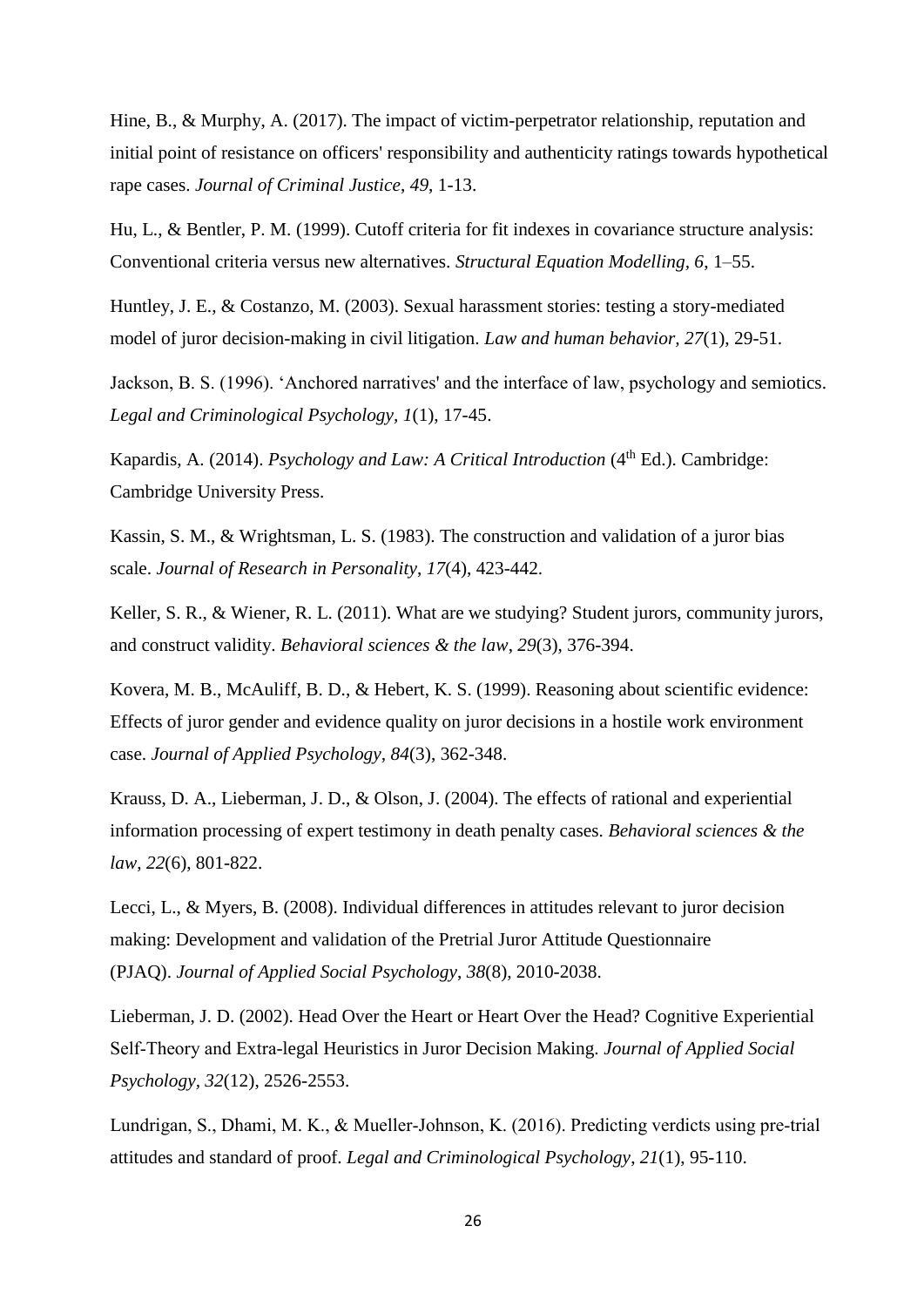Hine, B., & Murphy, A. (2017). The impact of victim-perpetrator relationship, reputation and initial point of resistance on officers' responsibility and authenticity ratings towards hypothetical rape cases. *Journal of Criminal Justice*, *49*, 1-13.

Hu, L., & Bentler, P. M. (1999). Cutoff criteria for fit indexes in covariance structure analysis: Conventional criteria versus new alternatives. *Structural Equation Modelling*, *6*, 1–55.

Huntley, J. E., & Costanzo, M. (2003). Sexual harassment stories: testing a story-mediated model of juror decision-making in civil litigation. *Law and human behavior, 27*(1), 29-51.

Jackson, B. S. (1996). 'Anchored narratives' and the interface of law, psychology and semiotics. *Legal and Criminological Psychology, 1*(1), 17-45.

Kapardis, A. (2014). *Psychology and Law: A Critical Introduction* (4th Ed.). Cambridge: Cambridge University Press.

Kassin, S. M., & Wrightsman, L. S. (1983). The construction and validation of a juror bias scale. *Journal of Research in Personality*, *17*(4), 423-442.

Keller, S. R., & Wiener, R. L. (2011). What are we studying? Student jurors, community jurors, and construct validity. *Behavioral sciences & the law*, *29*(3), 376-394.

Kovera, M. B., McAuliff, B. D., & Hebert, K. S. (1999). Reasoning about scientific evidence: Effects of juror gender and evidence quality on juror decisions in a hostile work environment case. *Journal of Applied Psychology, 84*(3), 362-348.

Krauss, D. A., Lieberman, J. D., & Olson, J. (2004). The effects of rational and experiential information processing of expert testimony in death penalty cases. *Behavioral sciences & the law*, *22*(6), 801-822.

Lecci, L., & Myers, B. (2008). Individual differences in attitudes relevant to juror decision making: Development and validation of the Pretrial Juror Attitude Questionnaire (PJAQ). *Journal of Applied Social Psychology*, *38*(8), 2010-2038.

Lieberman, J. D. (2002). Head Over the Heart or Heart Over the Head? Cognitive Experiential Self-Theory and Extra-legal Heuristics in Juror Decision Making. *Journal of Applied Social Psychology, 32*(12), 2526-2553.

Lundrigan, S., Dhami, M. K., & Mueller-Johnson, K. (2016). Predicting verdicts using pre-trial attitudes and standard of proof. *Legal and Criminological Psychology*, *21*(1), 95-110.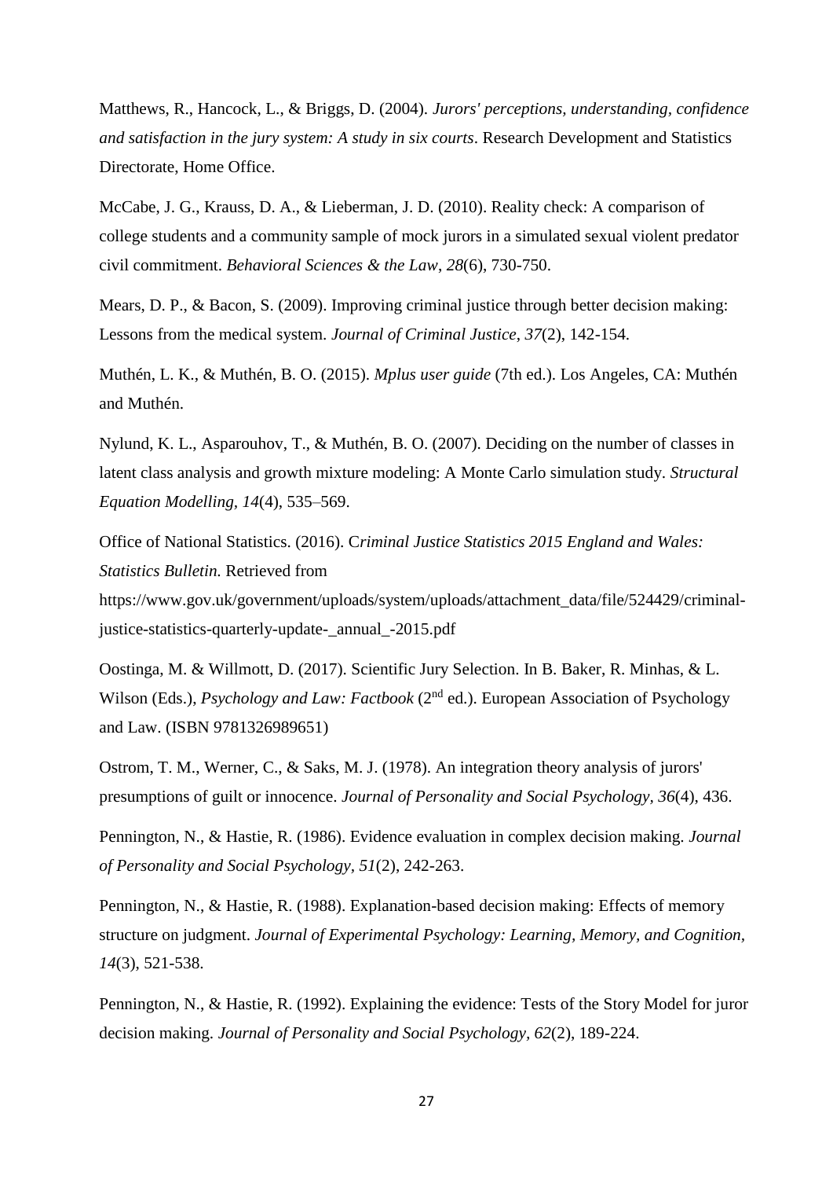Matthews, R., Hancock, L., & Briggs, D. (2004). *Jurors' perceptions, understanding, confidence and satisfaction in the jury system: A study in six courts*. Research Development and Statistics Directorate, Home Office.

McCabe, J. G., Krauss, D. A., & Lieberman, J. D. (2010). Reality check: A comparison of college students and a community sample of mock jurors in a simulated sexual violent predator civil commitment. *Behavioral Sciences & the Law*, *28*(6), 730-750.

Mears, D. P., & Bacon, S. (2009). Improving criminal justice through better decision making: Lessons from the medical system. *Journal of Criminal Justice*, *37*(2), 142-154.

Muthén, L. K., & Muthén, B. O. (2015). *Mplus user guide* (7th ed.). Los Angeles, CA: Muthén and Muthén.

Nylund, K. L., Asparouhov, T., & Muthén, B. O. (2007). Deciding on the number of classes in latent class analysis and growth mixture modeling: A Monte Carlo simulation study. *Structural Equation Modelling*, *14*(4), 535–569.

Office of National Statistics. (2016). C*riminal Justice Statistics 2015 England and Wales: Statistics Bulletin.* Retrieved from https://www.gov.uk/government/uploads/system/uploads/attachment_data/file/524429/criminal-justice-statistics-quarterly-update-_annual_-2015.pdf

Oostinga, M. & Willmott, D. (2017). Scientific Jury Selection. In B. Baker, R. Minhas, & L. Wilson (Eds.), *Psychology and Law: Factbook* (2nd ed.). European Association of Psychology and Law. (ISBN 9781326989651)

Ostrom, T. M., Werner, C., & Saks, M. J. (1978). An integration theory analysis of jurors' presumptions of guilt or innocence. *Journal of Personality and Social Psychology, 36*(4), 436.

Pennington, N., & Hastie, R. (1986). Evidence evaluation in complex decision making. *Journal of Personality and Social Psychology*, *51*(2), 242-263.

Pennington, N., & Hastie, R. (1988). Explanation-based decision making: Effects of memory structure on judgment. *Journal of Experimental Psychology: Learning, Memory, and Cognition*, *14*(3), 521-538.

Pennington, N., & Hastie, R. (1992). Explaining the evidence: Tests of the Story Model for juror decision making. *Journal of Personality and Social Psychology, 62*(2), 189-224.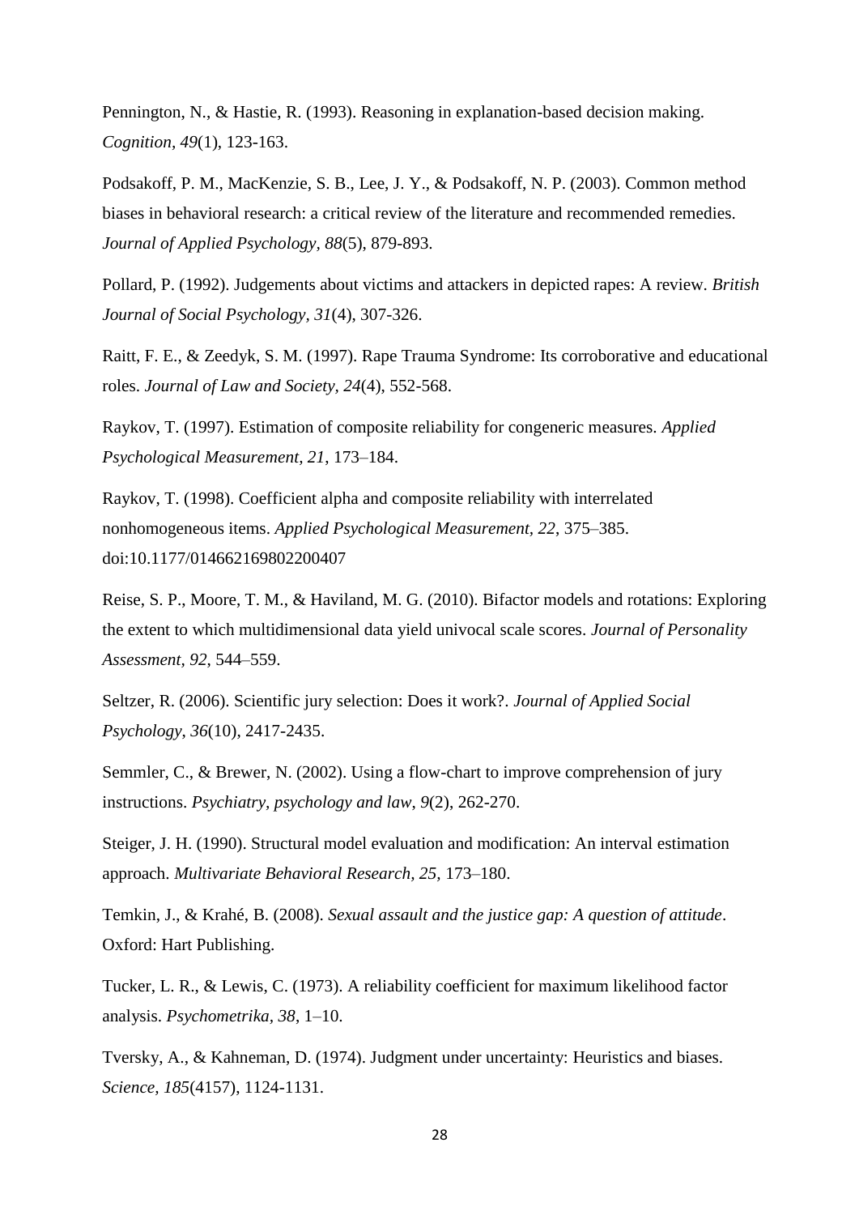Pennington, N., & Hastie, R. (1993). Reasoning in explanation-based decision making. *Cognition, 49*(1), 123-163.

Podsakoff, P. M., MacKenzie, S. B., Lee, J. Y., & Podsakoff, N. P. (2003). Common method biases in behavioral research: a critical review of the literature and recommended remedies. *Journal of Applied Psychology, 88*(5), 879-893.

Pollard, P. (1992). Judgements about victims and attackers in depicted rapes: A review. *British Journal of Social Psychology, 31*(4), 307-326.

Raitt, F. E., & Zeedyk, S. M. (1997). Rape Trauma Syndrome: Its corroborative and educational roles. *Journal of Law and Society, 24*(4), 552-568.

Raykov, T. (1997). Estimation of composite reliability for congeneric measures. *Applied Psychological Measurement, 21*, 173–184.

Raykov, T. (1998). Coefficient alpha and composite reliability with interrelated nonhomogeneous items. *Applied Psychological Measurement, 22*, 375–385. doi:10.1177/014662169802200407

Reise, S. P., Moore, T. M., & Haviland, M. G. (2010). Bifactor models and rotations: Exploring the extent to which multidimensional data yield univocal scale scores. *Journal of Personality Assessment, 92*, 544–559.

Seltzer, R. (2006). Scientific jury selection: Does it work?. *Journal of Applied Social Psychology, 36*(10), 2417-2435.

Semmler, C., & Brewer, N. (2002). Using a flow-chart to improve comprehension of jury instructions. *Psychiatry, psychology and law, 9*(2), 262-270.

Steiger, J. H. (1990). Structural model evaluation and modification: An interval estimation approach. *Multivariate Behavioral Research, 25,* 173–180.

Temkin, J., & Krahé, B. (2008). *Sexual assault and the justice gap: A question of attitude*. Oxford: Hart Publishing.

Tucker, L. R., & Lewis, C. (1973). A reliability coefficient for maximum likelihood factor analysis. *Psychometrika, 38*, 1–10.

Tversky, A., & Kahneman, D. (1974). Judgment under uncertainty: Heuristics and biases. *Science, 185*(4157), 1124-1131.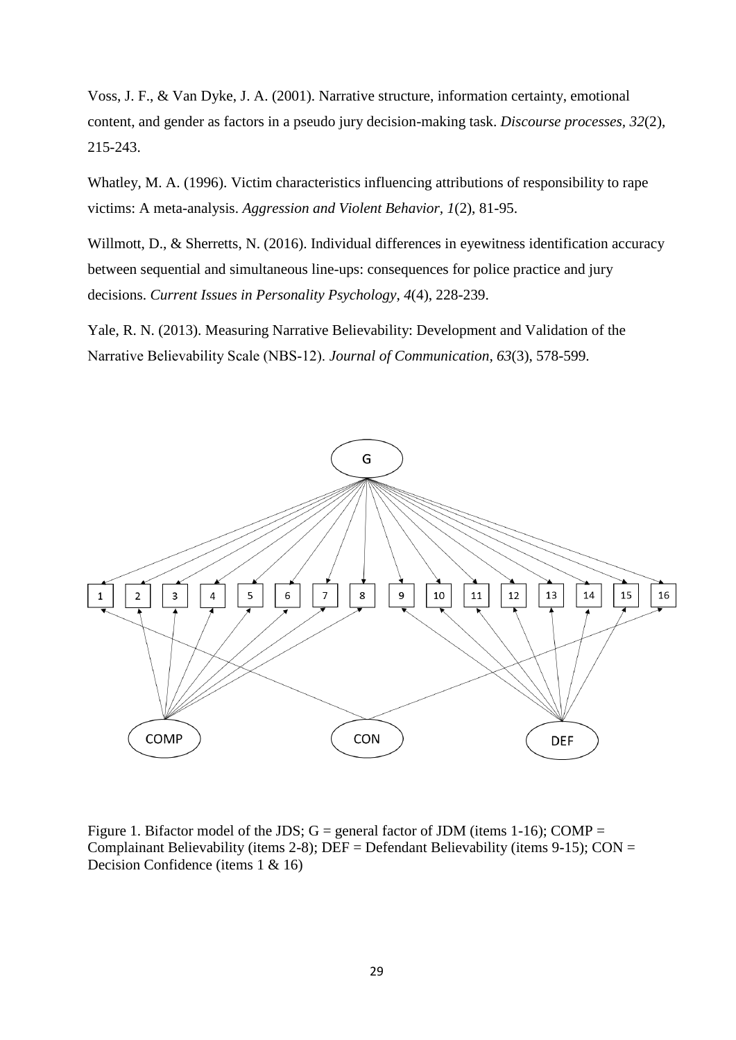Voss, J. F., & Van Dyke, J. A. (2001). Narrative structure, information certainty, emotional content, and gender as factors in a pseudo jury decision-making task. *Discourse processes*, *32*(2), 215-243.

Whatley, M. A. (1996). Victim characteristics influencing attributions of responsibility to rape victims: A meta-analysis. *Aggression and Violent Behavior, 1*(2), 81-95.

Willmott, D., & Sherretts, N. (2016). Individual differences in eyewitness identification accuracy between sequential and simultaneous line-ups: consequences for police practice and jury decisions. *Current Issues in Personality Psychology*, *4*(4), 228-239.

Yale, R. N. (2013). Measuring Narrative Believability: Development and Validation of the Narrative Believability Scale (NBS-12). *Journal of Communication, 63*(3), 578-599.

Figure 1. Bifactor model of the JDS; G = general factor of JDM (items 1-16); COMP = Complainant Believability (items 2-8); DEF = Defendant Believability (items 9-15); CON = Decision Confidence (items 1 & 16)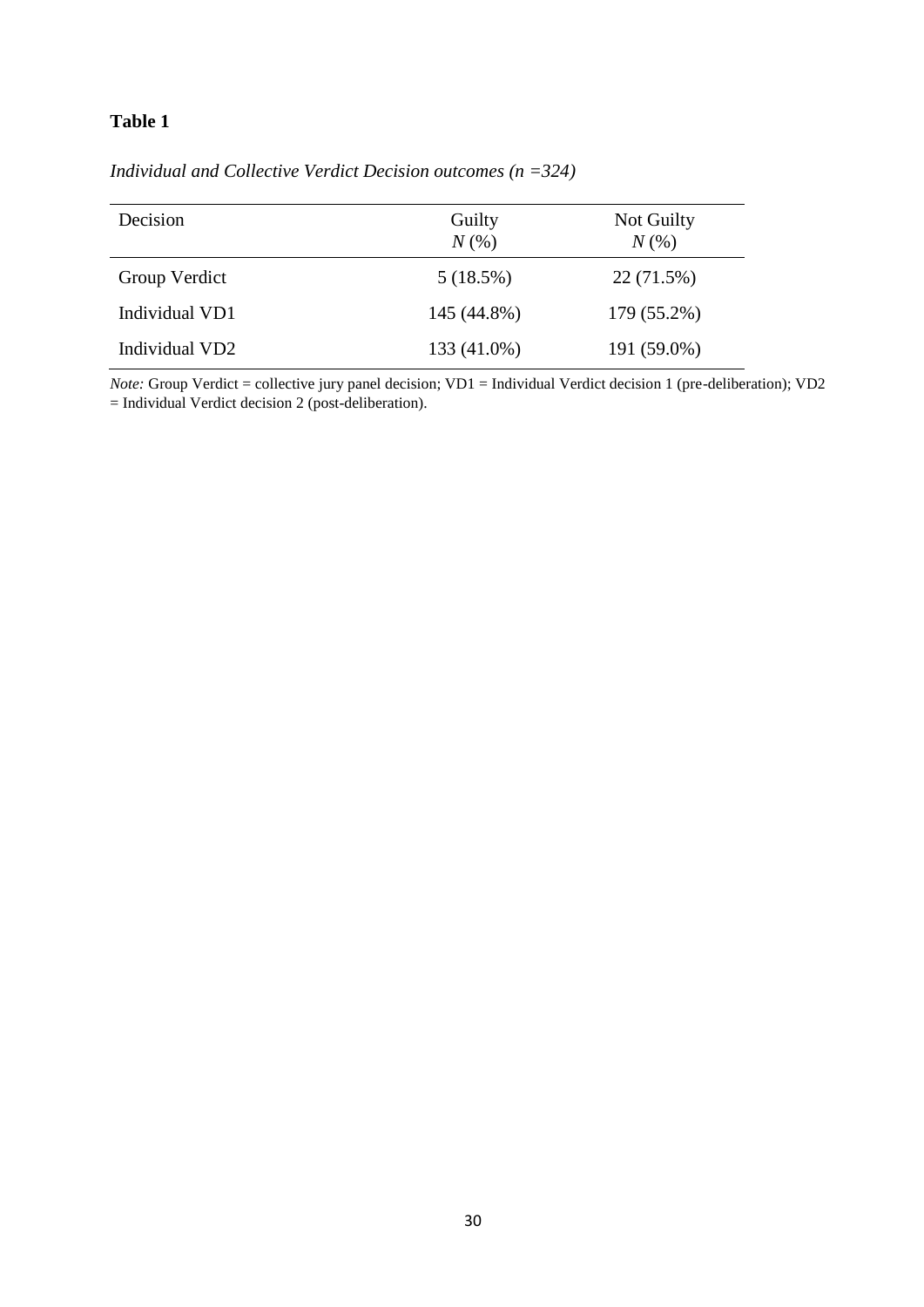**Table 1**

*Individual and Collective Verdict Decision outcomes (n =324)*

| Decision | Guilty<br>*N* (%) | Not Guilty<br>*N* (%) |
|---|---|---|
| Group Verdict | 5 (18.5%) | 22 (71.5%) |
| Individual VD1 | 145 (44.8%) | 179 (55.2%) |
| Individual VD2 | 133 (41.0%) | 191 (59.0%) |

*Note:* Group Verdict = collective jury panel decision; VD1 = Individual Verdict decision 1 (pre-deliberation); VD2 = Individual Verdict decision 2 (post-deliberation).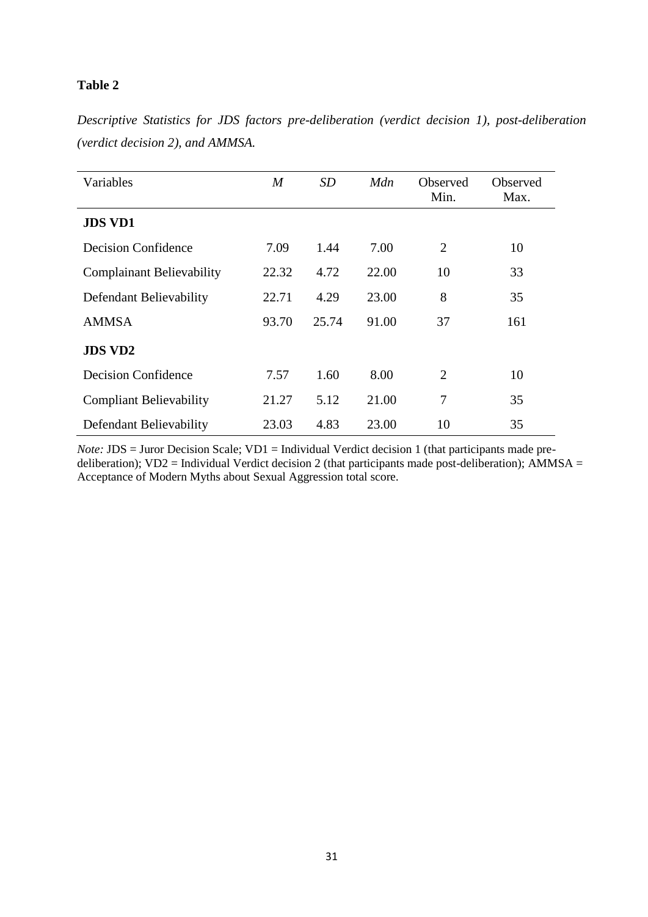**Table 2**

*Descriptive Statistics for JDS factors pre-deliberation (verdict decision 1), post-deliberation (verdict decision 2), and AMMSA.*

| Variables | *M* | *SD* | *Mdn* | Observed Min. | Observed Max. |
|---|---|---|---|---|---|
| **JDS VD1** | | | | | |
| Decision Confidence | 7.09 | 1.44 | 7.00 | 2 | 10 |
| Complainant Believability | 22.32 | 4.72 | 22.00 | 10 | 33 |
| Defendant Believability | 22.71 | 4.29 | 23.00 | 8 | 35 |
| AMMSA | 93.70 | 25.74 | 91.00 | 37 | 161 |
| **JDS VD2** | | | | | |
| Decision Confidence | 7.57 | 1.60 | 8.00 | 2 | 10 |
| Compliant Believability | 21.27 | 5.12 | 21.00 | 7 | 35 |
| Defendant Believability | 23.03 | 4.83 | 23.00 | 10 | 35 |

*Note:* JDS = Juror Decision Scale; VD1 = Individual Verdict decision 1 (that participants made pre-deliberation); VD2 = Individual Verdict decision 2 (that participants made post-deliberation); AMMSA = Acceptance of Modern Myths about Sexual Aggression total score.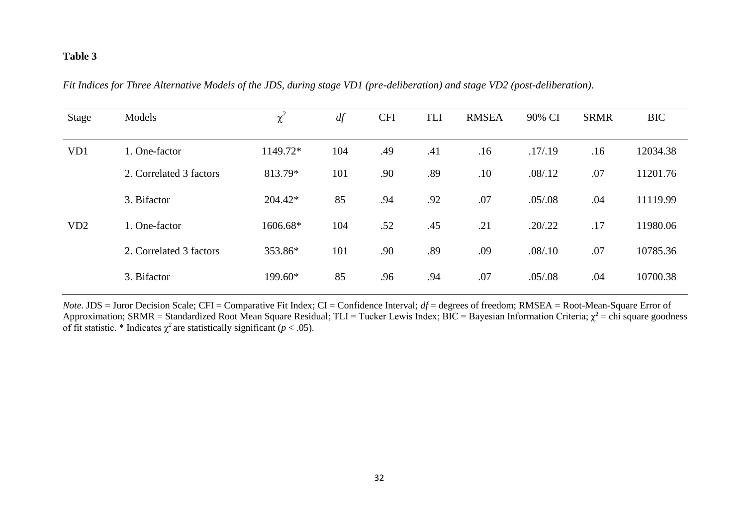**Table 3**

*Fit Indices for Three Alternative Models of the JDS, during stage VD1 (pre-deliberation) and stage VD2 (post-deliberation).*

| Stage | Models | $\chi^2$ | *df* | CFI | TLI | RMSEA | 90% CI | SRMR | BIC |
|---|---|---|---|---|---|---|---|---|---|
| VD1 | 1. One-factor | 1149.72* | 104 | .49 | .41 | .16 | .17/.19 | .16 | 12034.38 |
| | 2. Correlated 3 factors | 813.79* | 101 | .90 | .89 | .10 | .08/.12 | .07 | 11201.76 |
| | 3. Bifactor | 204.42* | 85 | .94 | .92 | .07 | .05/.08 | .04 | 11119.99 |
| VD2 | 1. One-factor | 1606.68* | 104 | .52 | .45 | .21 | .20/.22 | .17 | 11980.06 |
| | 2. Correlated 3 factors | 353.86* | 101 | .90 | .89 | .09 | .08/.10 | .07 | 10785.36 |
| | 3. Bifactor | 199.60* | 85 | .96 | .94 | .07 | .05/.08 | .04 | 10700.38 |

*Note.* JDS = Juror Decision Scale; CFI = Comparative Fit Index; CI = Confidence Interval; *df* = degrees of freedom; RMSEA = Root-Mean-Square Error of Approximation; SRMR = Standardized Root Mean Square Residual; TLI = Tucker Lewis Index; BIC = Bayesian Information Criteria; $\chi^2$ = chi square goodness of fit statistic. * Indicates $\chi^2$ are statistically significant ($p < .05$).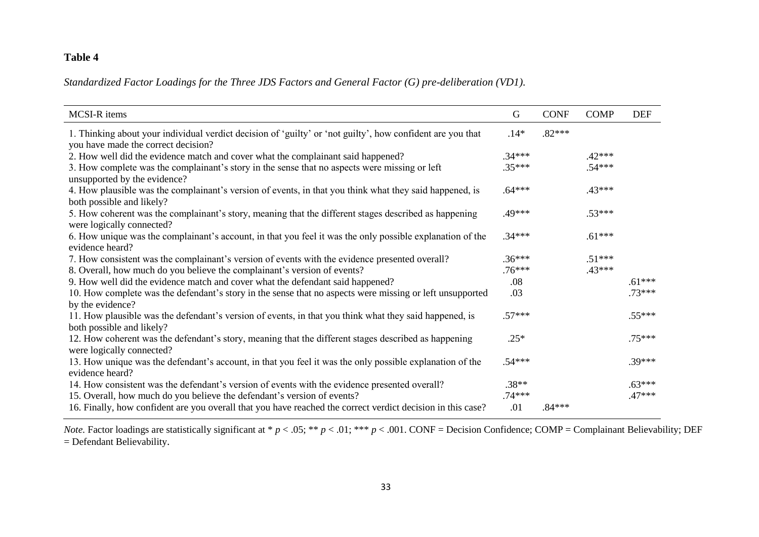**Table 4**

*Standardized Factor Loadings for the Three JDS Factors and General Factor (G) pre-deliberation (VD1).*

| MCSI-R items | G | CONF | COMP | DEF |
|---|---|---|---|---|
| 1. Thinking about your individual verdict decision of 'guilty' or 'not guilty', how confident are you that you have made the correct decision? | .14* | .82*** | | |
| 2. How well did the evidence match and cover what the complainant said happened? | .34*** | | .42*** | |
| 3. How complete was the complainant's story in the sense that no aspects were missing or left unsupported by the evidence? | .35*** | | .54*** | |
| 4. How plausible was the complainant's version of events, in that you think what they said happened, is both possible and likely? | .64*** | | .43*** | |
| 5. How coherent was the complainant's story, meaning that the different stages described as happening were logically connected? | .49*** | | .53*** | |
| 6. How unique was the complainant's account, in that you feel it was the only possible explanation of the evidence heard? | .34*** | | .61*** | |
| 7. How consistent was the complainant's version of events with the evidence presented overall? | .36*** | | .51*** | |
| 8. Overall, how much do you believe the complainant's version of events? | .76*** | | .43*** | |
| 9. How well did the evidence match and cover what the defendant said happened? | .08 | | | .61*** |
| 10. How complete was the defendant's story in the sense that no aspects were missing or left unsupported by the evidence? | .03 | | | .73*** |
| 11. How plausible was the defendant's version of events, in that you think what they said happened, is both possible and likely? | .57*** | | | .55*** |
| 12. How coherent was the defendant's story, meaning that the different stages described as happening were logically connected? | .25* | | | .75*** |
| 13. How unique was the defendant's account, in that you feel it was the only possible explanation of the evidence heard? | .54*** | | | .39*** |
| 14. How consistent was the defendant's version of events with the evidence presented overall? | .38** | | | .63*** |
| 15. Overall, how much do you believe the defendant's version of events? | .74*** | | | .47*** |
| 16. Finally, how confident are you overall that you have reached the correct verdict decision in this case? | .01 | .84*** | | |

*Note.* Factor loadings are statistically significant at * $p < .05$; ** $p < .01$; *** $p < .001$. CONF = Decision Confidence; COMP = Complainant Believability; DEF = Defendant Believability.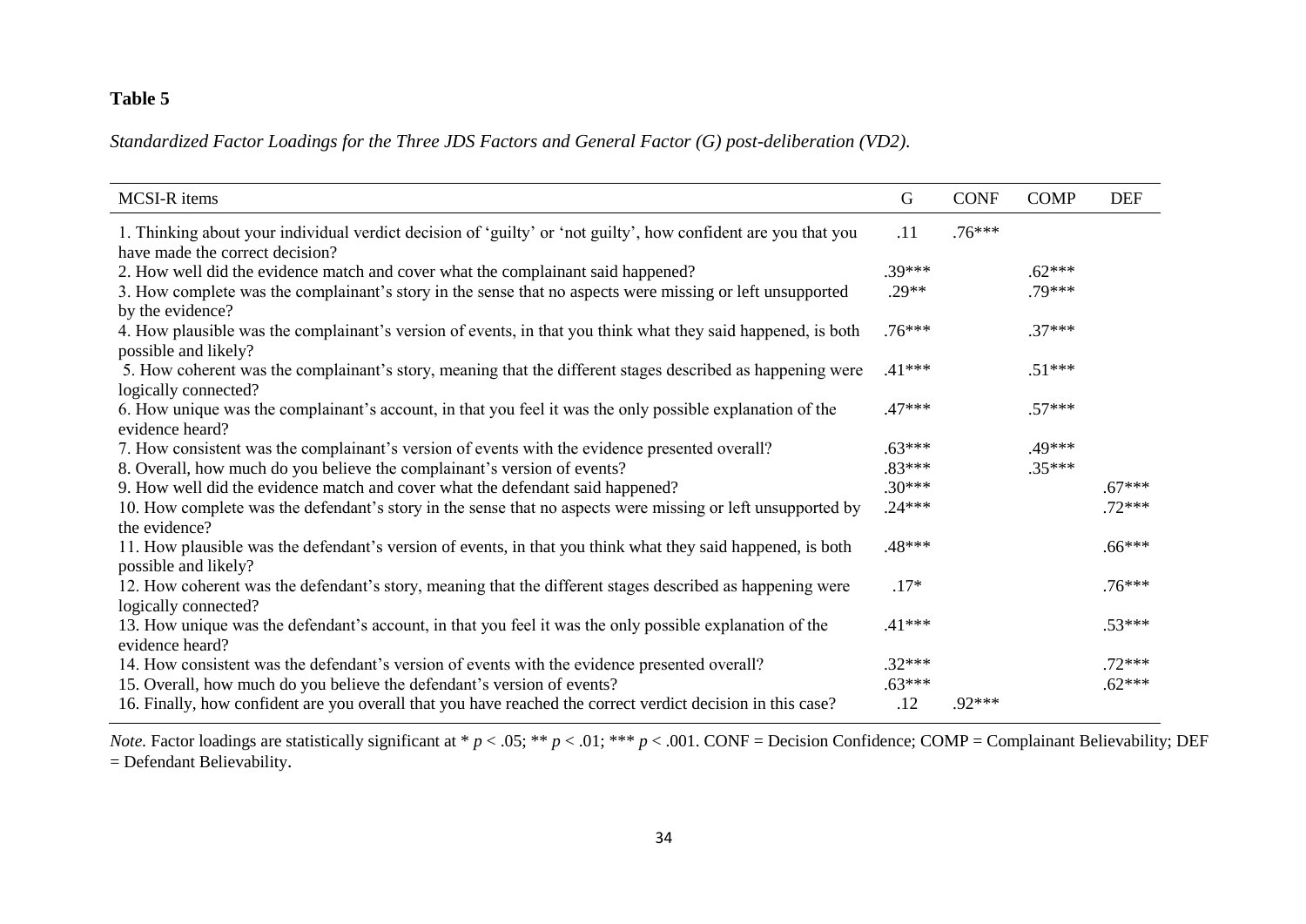**Table 5**

*Standardized Factor Loadings for the Three JDS Factors and General Factor (G) post-deliberation (VD2).*

| MCSI-R items | G | CONF | COMP | DEF |
|---|---|---|---|---|
| 1. Thinking about your individual verdict decision of 'guilty' or 'not guilty', how confident are you that you have made the correct decision? | .11 | .76*** | | |
| 2. How well did the evidence match and cover what the complainant said happened? | .39*** | | .62*** | |
| 3. How complete was the complainant's story in the sense that no aspects were missing or left unsupported by the evidence? | .29** | | .79*** | |
| 4. How plausible was the complainant's version of events, in that you think what they said happened, is both possible and likely? | .76*** | | .37*** | |
| 5. How coherent was the complainant's story, meaning that the different stages described as happening were logically connected? | .41*** | | .51*** | |
| 6. How unique was the complainant's account, in that you feel it was the only possible explanation of the evidence heard? | .47*** | | .57*** | |
| 7. How consistent was the complainant's version of events with the evidence presented overall? | .63*** | | .49*** | |
| 8. Overall, how much do you believe the complainant's version of events? | .83*** | | .35*** | |
| 9. How well did the evidence match and cover what the defendant said happened? | .30*** | | | .67*** |
| 10. How complete was the defendant's story in the sense that no aspects were missing or left unsupported by the evidence? | .24*** | | | .72*** |
| 11. How plausible was the defendant's version of events, in that you think what they said happened, is both possible and likely? | .48*** | | | .66*** |
| 12. How coherent was the defendant's story, meaning that the different stages described as happening were logically connected? | .17* | | | .76*** |
| 13. How unique was the defendant's account, in that you feel it was the only possible explanation of the evidence heard? | .41*** | | | .53*** |
| 14. How consistent was the defendant's version of events with the evidence presented overall? | .32*** | | | .72*** |
| 15. Overall, how much do you believe the defendant's version of events? | .63*** | | | .62*** |
| 16. Finally, how confident are you overall that you have reached the correct verdict decision in this case? | .12 | .92*** | | |

*Note.* Factor loadings are statistically significant at * $p < .05$; ** $p < .01$; *** $p < .001$. CONF = Decision Confidence; COMP = Complainant Believability; DEF = Defendant Believability.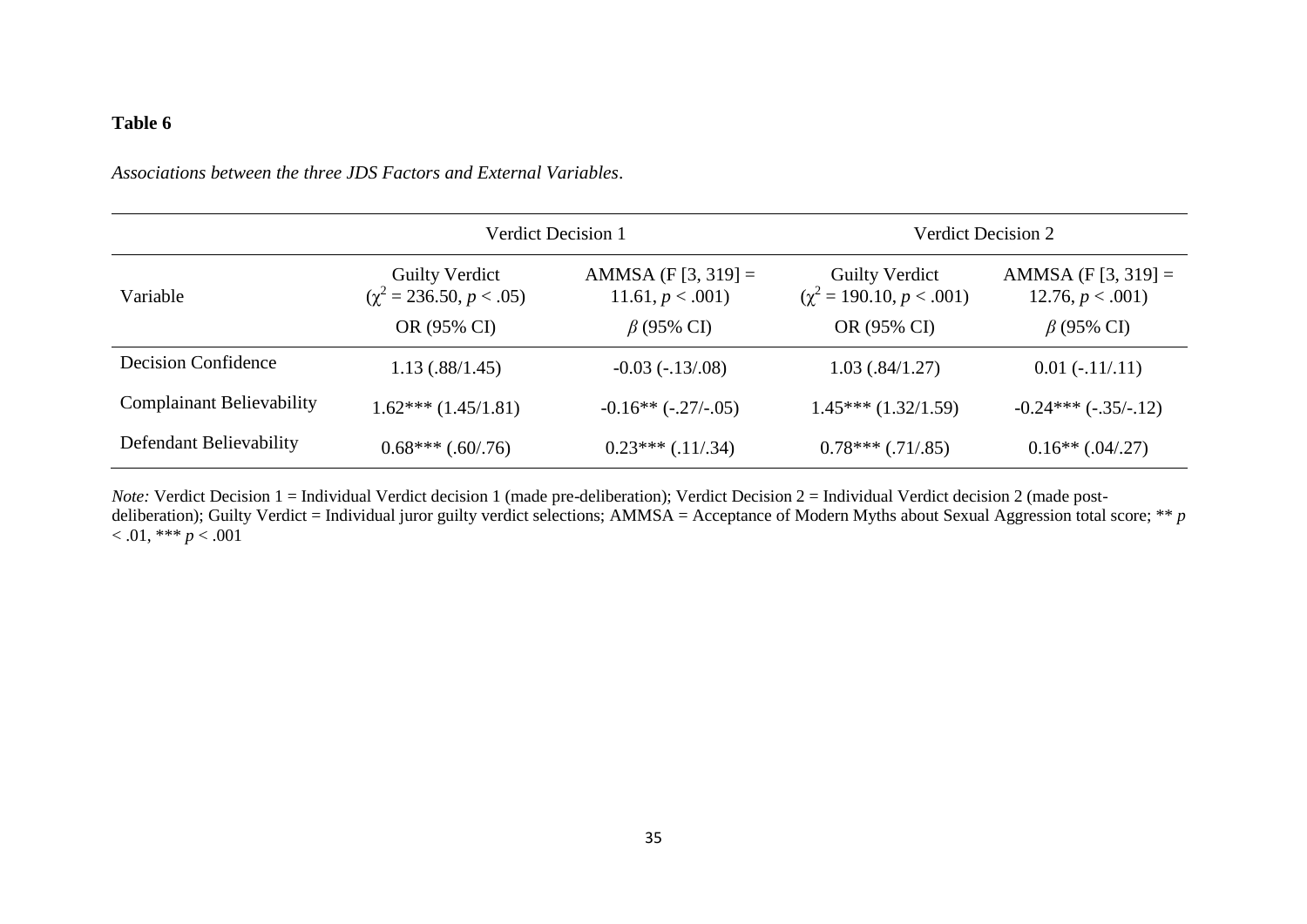**Table 6**

*Associations between the three JDS Factors and External Variables*.

| | Verdict Decision 1 | | Verdict Decision 2 | |
|---|---|---|---|---|
| Variable | Guilty Verdict ($\chi^2$ = 236.50, $p$ < .05) OR (95% CI) | AMMSA (F [3, 319] = 11.61, $p$ < .001) $\beta$ (95% CI) | Guilty Verdict ($\chi^2$ = 190.10, $p$ < .001) OR (95% CI) | AMMSA (F [3, 319] = 12.76, $p$ < .001) $\beta$ (95% CI) |
| Decision Confidence | 1.13 (.88/1.45) | -0.03 (-.13/.08) | 1.03 (.84/1.27) | 0.01 (-.11/.11) |
| Complainant Believability | 1.62*** (1.45/1.81) | -0.16** (-.27/-.05) | 1.45*** (1.32/1.59) | -0.24*** (-.35/-.12) |
| Defendant Believability | 0.68*** (.60/.76) | 0.23*** (.11/.34) | 0.78*** (.71/.85) | 0.16** (.04/.27) |

*Note:* Verdict Decision 1 = Individual Verdict decision 1 (made pre-deliberation); Verdict Decision 2 = Individual Verdict decision 2 (made post-deliberation); Guilty Verdict = Individual juror guilty verdict selections; AMMSA = Acceptance of Modern Myths about Sexual Aggression total score; ** $p$ < .01, *** $p$ < .001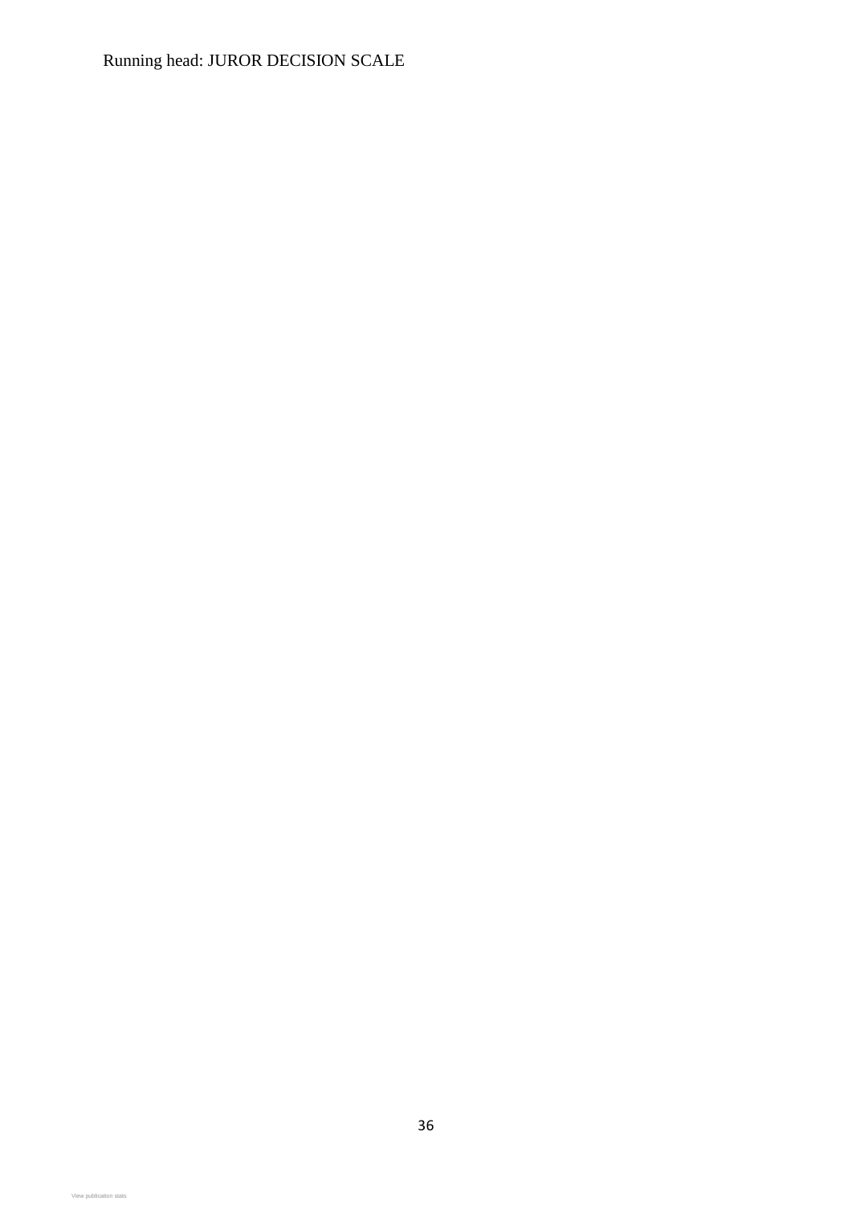View publication stats